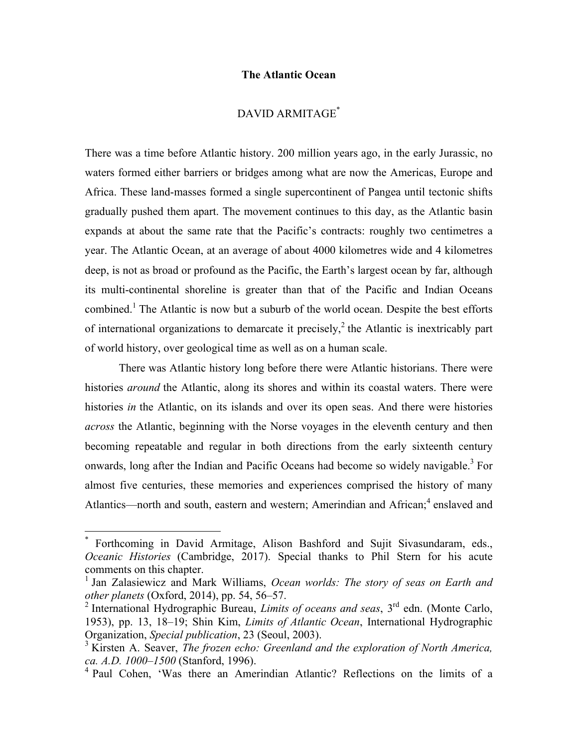# The Atlantic Ocean

DAVID ARMITAGE[*]

There was a time before Atlantic history. 200 million years ago, in the early Jurassic, no waters formed either barriers or bridges among what are now the Americas, Europe and Africa. These land-masses formed a single supercontinent of Pangea until tectonic shifts gradually pushed them apart. The movement continues to this day, as the Atlantic basin expands at about the same rate that the Pacific's contracts: roughly two centimetres a year. The Atlantic Ocean, at an average of about 4000 kilometres wide and 4 kilometres deep, is not as broad or profound as the Pacific, the Earth's largest ocean by far, although its multi-continental shoreline is greater than that of the Pacific and Indian Oceans combined.[1] The Atlantic is now but a suburb of the world ocean. Despite the best efforts of international organizations to demarcate it precisely,[2] the Atlantic is inextricably part of world history, over geological time as well as on a human scale.

There was Atlantic history long before there were Atlantic historians. There were histories *around* the Atlantic, along its shores and within its coastal waters. There were histories *in* the Atlantic, on its islands and over its open seas. And there were histories *across* the Atlantic, beginning with the Norse voyages in the eleventh century and then becoming repeatable and regular in both directions from the early sixteenth century onwards, long after the Indian and Pacific Oceans had become so widely navigable.[3] For almost five centuries, these memories and experiences comprised the history of many Atlantics—north and south, eastern and western; Amerindian and African;[4] enslaved and

---

[*] Forthcoming in David Armitage, Alison Bashford and Sujit Sivasundaram, eds., *Oceanic Histories* (Cambridge, 2017). Special thanks to Phil Stern for his acute comments on this chapter.

[1] Jan Zalasiewicz and Mark Williams, *Ocean worlds: The story of seas on Earth and other planets* (Oxford, 2014), pp. 54, 56–57.

[2] International Hydrographic Bureau, *Limits of oceans and seas*, 3rd edn. (Monte Carlo, 1953), pp. 13, 18–19; Shin Kim, *Limits of Atlantic Ocean*, International Hydrographic Organization, *Special publication*, 23 (Seoul, 2003).

[3] Kirsten A. Seaver, *The frozen echo: Greenland and the exploration of North America, ca. A.D. 1000–1500* (Stanford, 1996).

[4] Paul Cohen, 'Was there an Amerindian Atlantic? Reflections on the limits of a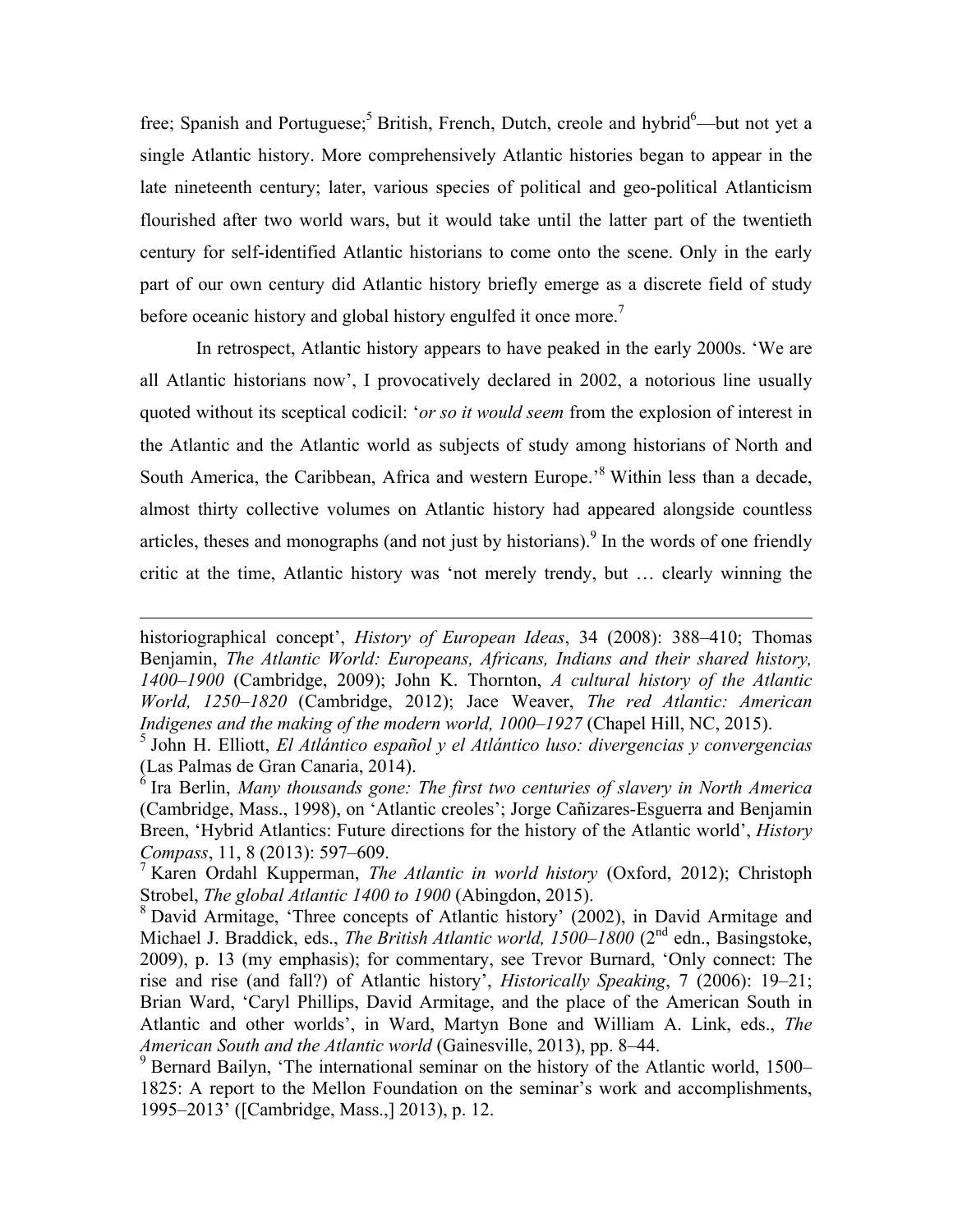free; Spanish and Portuguese;[5] British, French, Dutch, creole and hybrid[6]—but not yet a single Atlantic history. More comprehensively Atlantic histories began to appear in the late nineteenth century; later, various species of political and geo-political Atlanticism flourished after two world wars, but it would take until the latter part of the twentieth century for self-identified Atlantic historians to come onto the scene. Only in the early part of our own century did Atlantic history briefly emerge as a discrete field of study before oceanic history and global history engulfed it once more.[7]

In retrospect, Atlantic history appears to have peaked in the early 2000s. 'We are all Atlantic historians now', I provocatively declared in 2002, a notorious line usually quoted without its sceptical codicil: '*or so it would seem* from the explosion of interest in the Atlantic and the Atlantic world as subjects of study among historians of North and South America, the Caribbean, Africa and western Europe.'[8] Within less than a decade, almost thirty collective volumes on Atlantic history had appeared alongside countless articles, theses and monographs (and not just by historians).[9] In the words of one friendly critic at the time, Atlantic history was 'not merely trendy, but … clearly winning the

---

historiographical concept', *History of European Ideas*, 34 (2008): 388–410; Thomas Benjamin, *The Atlantic World: Europeans, Africans, Indians and their shared history, 1400–1900* (Cambridge, 2009); John K. Thornton, *A cultural history of the Atlantic World, 1250–1820* (Cambridge, 2012); Jace Weaver, *The red Atlantic: American Indigenes and the making of the modern world, 1000–1927* (Chapel Hill, NC, 2015).

[5] John H. Elliott, *El Atlántico español y el Atlántico luso: divergencias y convergencias* (Las Palmas de Gran Canaria, 2014).

[6] Ira Berlin, *Many thousands gone: The first two centuries of slavery in North America* (Cambridge, Mass., 1998), on 'Atlantic creoles'; Jorge Cañizares-Esguerra and Benjamin Breen, 'Hybrid Atlantics: Future directions for the history of the Atlantic world', *History Compass*, 11, 8 (2013): 597–609.

[7] Karen Ordahl Kupperman, *The Atlantic in world history* (Oxford, 2012); Christoph Strobel, *The global Atlantic 1400 to 1900* (Abingdon, 2015).

[8] David Armitage, 'Three concepts of Atlantic history' (2002), in David Armitage and Michael J. Braddick, eds., *The British Atlantic world, 1500–1800* (2nd edn., Basingstoke, 2009), p. 13 (my emphasis); for commentary, see Trevor Burnard, 'Only connect: The rise and rise (and fall?) of Atlantic history', *Historically Speaking*, 7 (2006): 19–21; Brian Ward, 'Caryl Phillips, David Armitage, and the place of the American South in Atlantic and other worlds', in Ward, Martyn Bone and William A. Link, eds., *The American South and the Atlantic world* (Gainesville, 2013), pp. 8–44.

[9] Bernard Bailyn, 'The international seminar on the history of the Atlantic world, 1500–1825: A report to the Mellon Foundation on the seminar's work and accomplishments, 1995–2013' ([Cambridge, Mass.,] 2013), p. 12.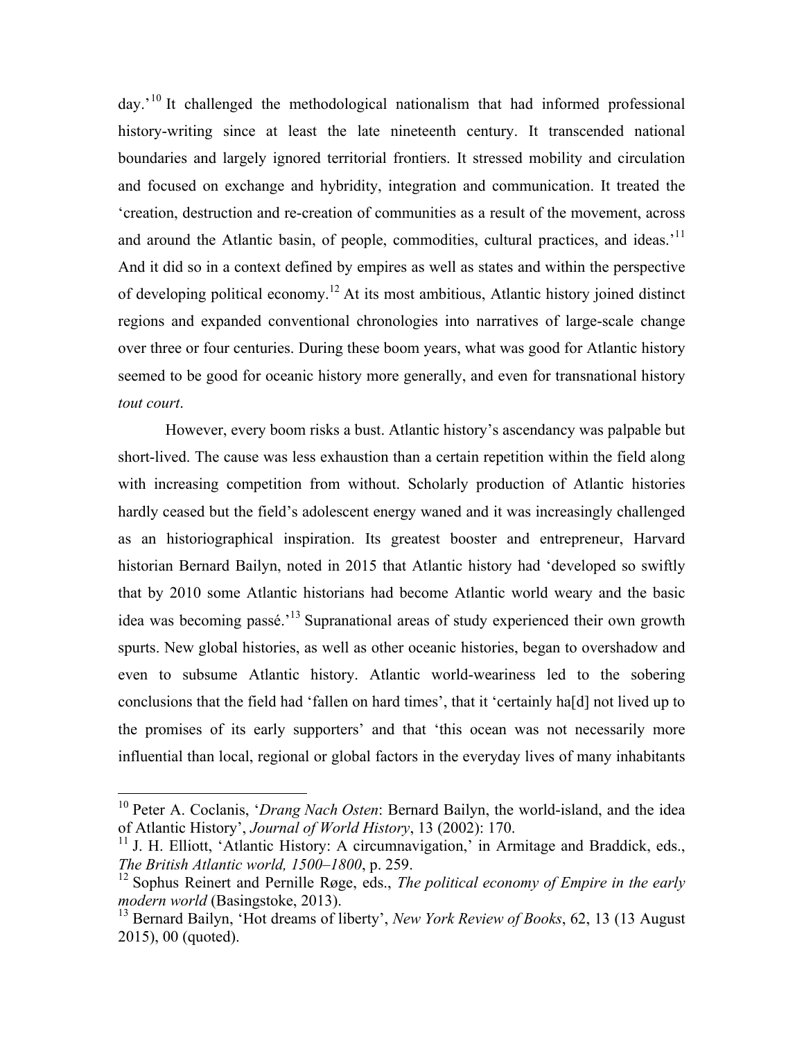day.'[10] It challenged the methodological nationalism that had informed professional history-writing since at least the late nineteenth century. It transcended national boundaries and largely ignored territorial frontiers. It stressed mobility and circulation and focused on exchange and hybridity, integration and communication. It treated the 'creation, destruction and re-creation of communities as a result of the movement, across and around the Atlantic basin, of people, commodities, cultural practices, and ideas.'[11] And it did so in a context defined by empires as well as states and within the perspective of developing political economy.[12] At its most ambitious, Atlantic history joined distinct regions and expanded conventional chronologies into narratives of large-scale change over three or four centuries. During these boom years, what was good for Atlantic history seemed to be good for oceanic history more generally, and even for transnational history *tout court*.

However, every boom risks a bust. Atlantic history's ascendancy was palpable but short-lived. The cause was less exhaustion than a certain repetition within the field along with increasing competition from without. Scholarly production of Atlantic histories hardly ceased but the field's adolescent energy waned and it was increasingly challenged as an historiographical inspiration. Its greatest booster and entrepreneur, Harvard historian Bernard Bailyn, noted in 2015 that Atlantic history had 'developed so swiftly that by 2010 some Atlantic historians had become Atlantic world weary and the basic idea was becoming passé.'[13] Supranational areas of study experienced their own growth spurts. New global histories, as well as other oceanic histories, began to overshadow and even to subsume Atlantic history. Atlantic world-weariness led to the sobering conclusions that the field had 'fallen on hard times', that it 'certainly ha[d] not lived up to the promises of its early supporters' and that 'this ocean was not necessarily more influential than local, regional or global factors in the everyday lives of many inhabitants

---

[10] Peter A. Coclanis, '*Drang Nach Osten*: Bernard Bailyn, the world-island, and the idea of Atlantic History', *Journal of World History*, 13 (2002): 170.

[11] J. H. Elliott, 'Atlantic History: A circumnavigation,' in Armitage and Braddick, eds., *The British Atlantic world, 1500–1800*, p. 259.

[12] Sophus Reinert and Pernille Røge, eds., *The political economy of Empire in the early modern world* (Basingstoke, 2013).

[13] Bernard Bailyn, 'Hot dreams of liberty', *New York Review of Books*, 62, 13 (13 August 2015), 00 (quoted).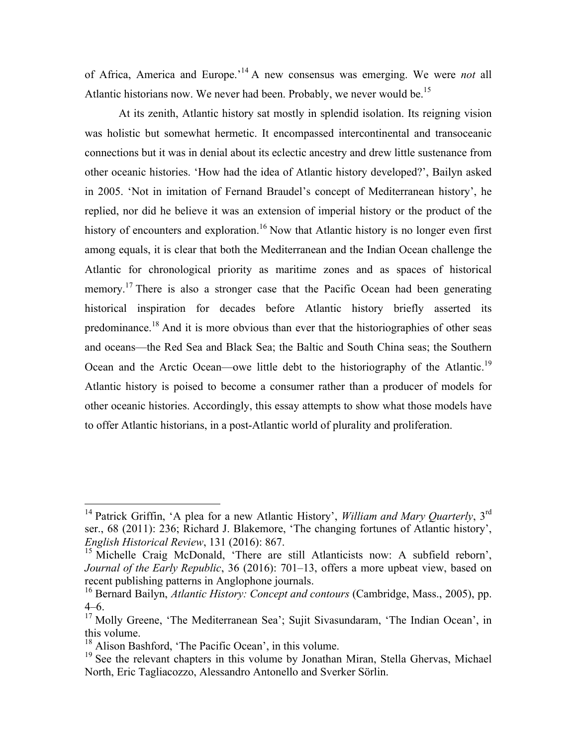of Africa, America and Europe.'[14] A new consensus was emerging. We were *not* all Atlantic historians now. We never had been. Probably, we never would be.[15]

At its zenith, Atlantic history sat mostly in splendid isolation. Its reigning vision was holistic but somewhat hermetic. It encompassed intercontinental and transoceanic connections but it was in denial about its eclectic ancestry and drew little sustenance from other oceanic histories. 'How had the idea of Atlantic history developed?', Bailyn asked in 2005. 'Not in imitation of Fernand Braudel's concept of Mediterranean history', he replied, nor did he believe it was an extension of imperial history or the product of the history of encounters and exploration.[16] Now that Atlantic history is no longer even first among equals, it is clear that both the Mediterranean and the Indian Ocean challenge the Atlantic for chronological priority as maritime zones and as spaces of historical memory.[17] There is also a stronger case that the Pacific Ocean had been generating historical inspiration for decades before Atlantic history briefly asserted its predominance.[18] And it is more obvious than ever that the historiographies of other seas and oceans—the Red Sea and Black Sea; the Baltic and South China seas; the Southern Ocean and the Arctic Ocean—owe little debt to the historiography of the Atlantic.[19] Atlantic history is poised to become a consumer rather than a producer of models for other oceanic histories. Accordingly, this essay attempts to show what those models have to offer Atlantic historians, in a post-Atlantic world of plurality and proliferation.

---

[14] Patrick Griffin, 'A plea for a new Atlantic History', *William and Mary Quarterly*, 3rd ser., 68 (2011): 236; Richard J. Blakemore, 'The changing fortunes of Atlantic history', *English Historical Review*, 131 (2016): 867.

[15] Michelle Craig McDonald, 'There are still Atlanticists now: A subfield reborn', *Journal of the Early Republic*, 36 (2016): 701–13, offers a more upbeat view, based on recent publishing patterns in Anglophone journals.

[16] Bernard Bailyn, *Atlantic History: Concept and contours* (Cambridge, Mass., 2005), pp. 4–6.

[17] Molly Greene, 'The Mediterranean Sea'; Sujit Sivasundaram, 'The Indian Ocean', in this volume.

[18] Alison Bashford, 'The Pacific Ocean', in this volume.

[19] See the relevant chapters in this volume by Jonathan Miran, Stella Ghervas, Michael North, Eric Tagliacozzo, Alessandro Antonello and Sverker Sörlin.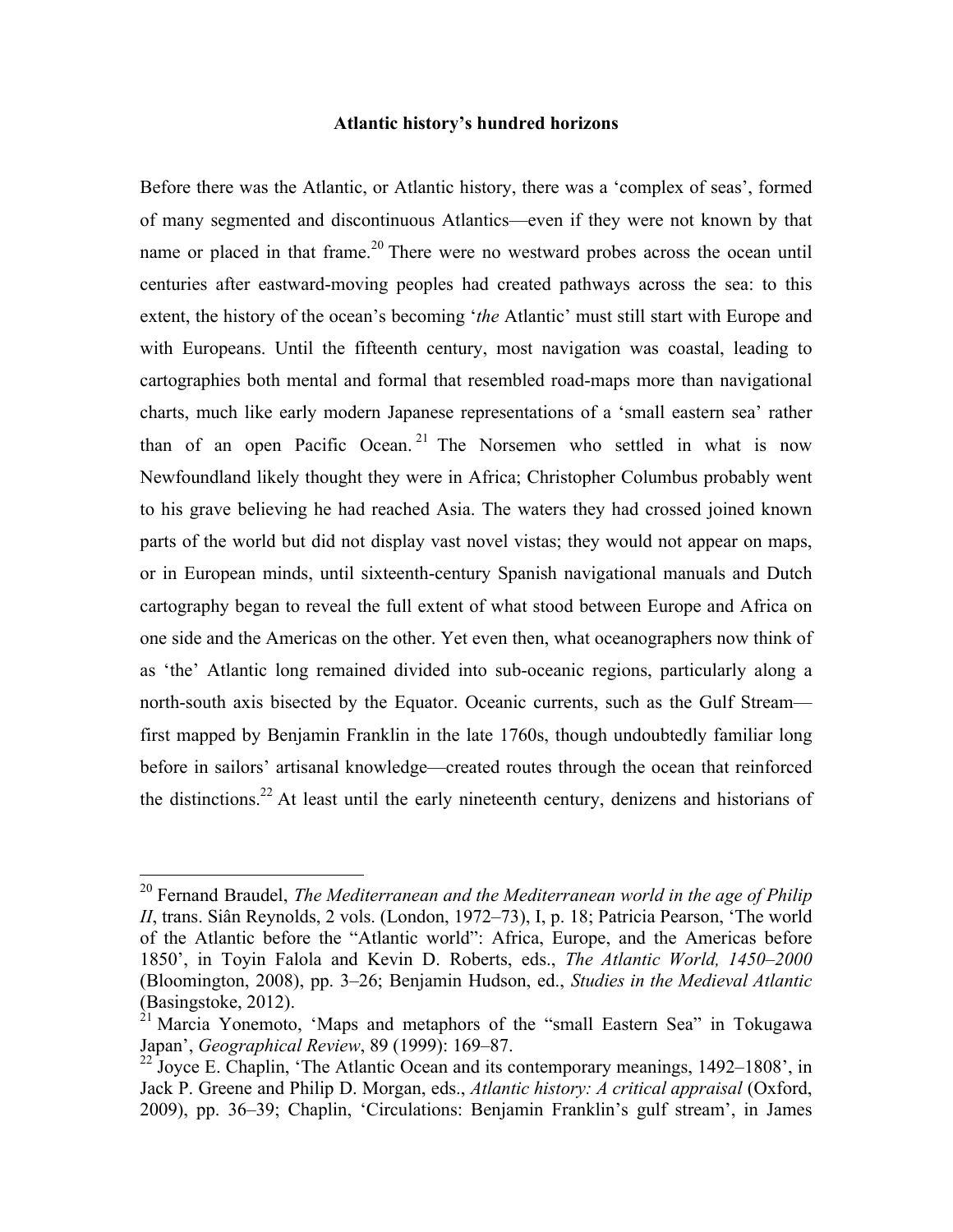**Atlantic history's hundred horizons**

Before there was the Atlantic, or Atlantic history, there was a 'complex of seas', formed of many segmented and discontinuous Atlantics—even if they were not known by that name or placed in that frame.[20] There were no westward probes across the ocean until centuries after eastward-moving peoples had created pathways across the sea: to this extent, the history of the ocean's becoming '*the* Atlantic' must still start with Europe and with Europeans. Until the fifteenth century, most navigation was coastal, leading to cartographies both mental and formal that resembled road-maps more than navigational charts, much like early modern Japanese representations of a 'small eastern sea' rather than of an open Pacific Ocean.[21] The Norsemen who settled in what is now Newfoundland likely thought they were in Africa; Christopher Columbus probably went to his grave believing he had reached Asia. The waters they had crossed joined known parts of the world but did not display vast novel vistas; they would not appear on maps, or in European minds, until sixteenth-century Spanish navigational manuals and Dutch cartography began to reveal the full extent of what stood between Europe and Africa on one side and the Americas on the other. Yet even then, what oceanographers now think of as 'the' Atlantic long remained divided into sub-oceanic regions, particularly along a north-south axis bisected by the Equator. Oceanic currents, such as the Gulf Stream—first mapped by Benjamin Franklin in the late 1760s, though undoubtedly familiar long before in sailors' artisanal knowledge—created routes through the ocean that reinforced the distinctions.[22] At least until the early nineteenth century, denizens and historians of

---

[20] Fernand Braudel, *The Mediterranean and the Mediterranean world in the age of Philip II*, trans. Siân Reynolds, 2 vols. (London, 1972–73), I, p. 18; Patricia Pearson, 'The world of the Atlantic before the "Atlantic world": Africa, Europe, and the Americas before 1850', in Toyin Falola and Kevin D. Roberts, eds., *The Atlantic World, 1450–2000* (Bloomington, 2008), pp. 3–26; Benjamin Hudson, ed., *Studies in the Medieval Atlantic* (Basingstoke, 2012).

[21] Marcia Yonemoto, 'Maps and metaphors of the "small Eastern Sea" in Tokugawa Japan', *Geographical Review*, 89 (1999): 169–87.

[22] Joyce E. Chaplin, 'The Atlantic Ocean and its contemporary meanings, 1492–1808', in Jack P. Greene and Philip D. Morgan, eds., *Atlantic history: A critical appraisal* (Oxford, 2009), pp. 36–39; Chaplin, 'Circulations: Benjamin Franklin's gulf stream', in James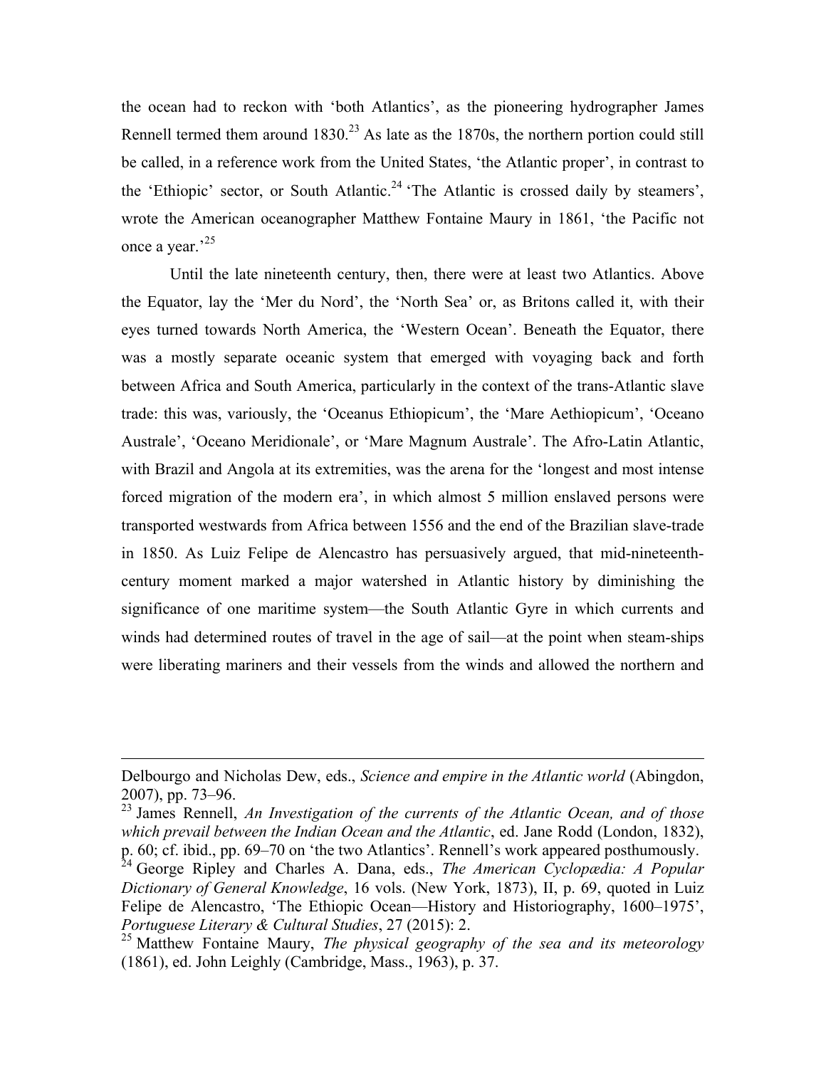the ocean had to reckon with 'both Atlantics', as the pioneering hydrographer James Rennell termed them around 1830.[23] As late as the 1870s, the northern portion could still be called, in a reference work from the United States, 'the Atlantic proper', in contrast to the 'Ethiopic' sector, or South Atlantic.[24] 'The Atlantic is crossed daily by steamers', wrote the American oceanographer Matthew Fontaine Maury in 1861, 'the Pacific not once a year.'[25]

Until the late nineteenth century, then, there were at least two Atlantics. Above the Equator, lay the 'Mer du Nord', the 'North Sea' or, as Britons called it, with their eyes turned towards North America, the 'Western Ocean'. Beneath the Equator, there was a mostly separate oceanic system that emerged with voyaging back and forth between Africa and South America, particularly in the context of the trans-Atlantic slave trade: this was, variously, the 'Oceanus Ethiopicum', the 'Mare Aethiopicum', 'Oceano Australe', 'Oceano Meridionale', or 'Mare Magnum Australe'. The Afro-Latin Atlantic, with Brazil and Angola at its extremities, was the arena for the 'longest and most intense forced migration of the modern era', in which almost 5 million enslaved persons were transported westwards from Africa between 1556 and the end of the Brazilian slave-trade in 1850. As Luiz Felipe de Alencastro has persuasively argued, that mid-nineteenth-century moment marked a major watershed in Atlantic history by diminishing the significance of one maritime system—the South Atlantic Gyre in which currents and winds had determined routes of travel in the age of sail—at the point when steam-ships were liberating mariners and their vessels from the winds and allowed the northern and

---

Delbourgo and Nicholas Dew, eds., *Science and empire in the Atlantic world* (Abingdon, 2007), pp. 73–96.

[23] James Rennell, *An Investigation of the currents of the Atlantic Ocean, and of those which prevail between the Indian Ocean and the Atlantic*, ed. Jane Rodd (London, 1832), p. 60; cf. ibid., pp. 69–70 on 'the two Atlantics'. Rennell's work appeared posthumously.

[24] George Ripley and Charles A. Dana, eds., *The American Cyclopædia: A Popular Dictionary of General Knowledge*, 16 vols. (New York, 1873), II, p. 69, quoted in Luiz Felipe de Alencastro, 'The Ethiopic Ocean—History and Historiography, 1600–1975', *Portuguese Literary & Cultural Studies*, 27 (2015): 2.

[25] Matthew Fontaine Maury, *The physical geography of the sea and its meteorology* (1861), ed. John Leighly (Cambridge, Mass., 1963), p. 37.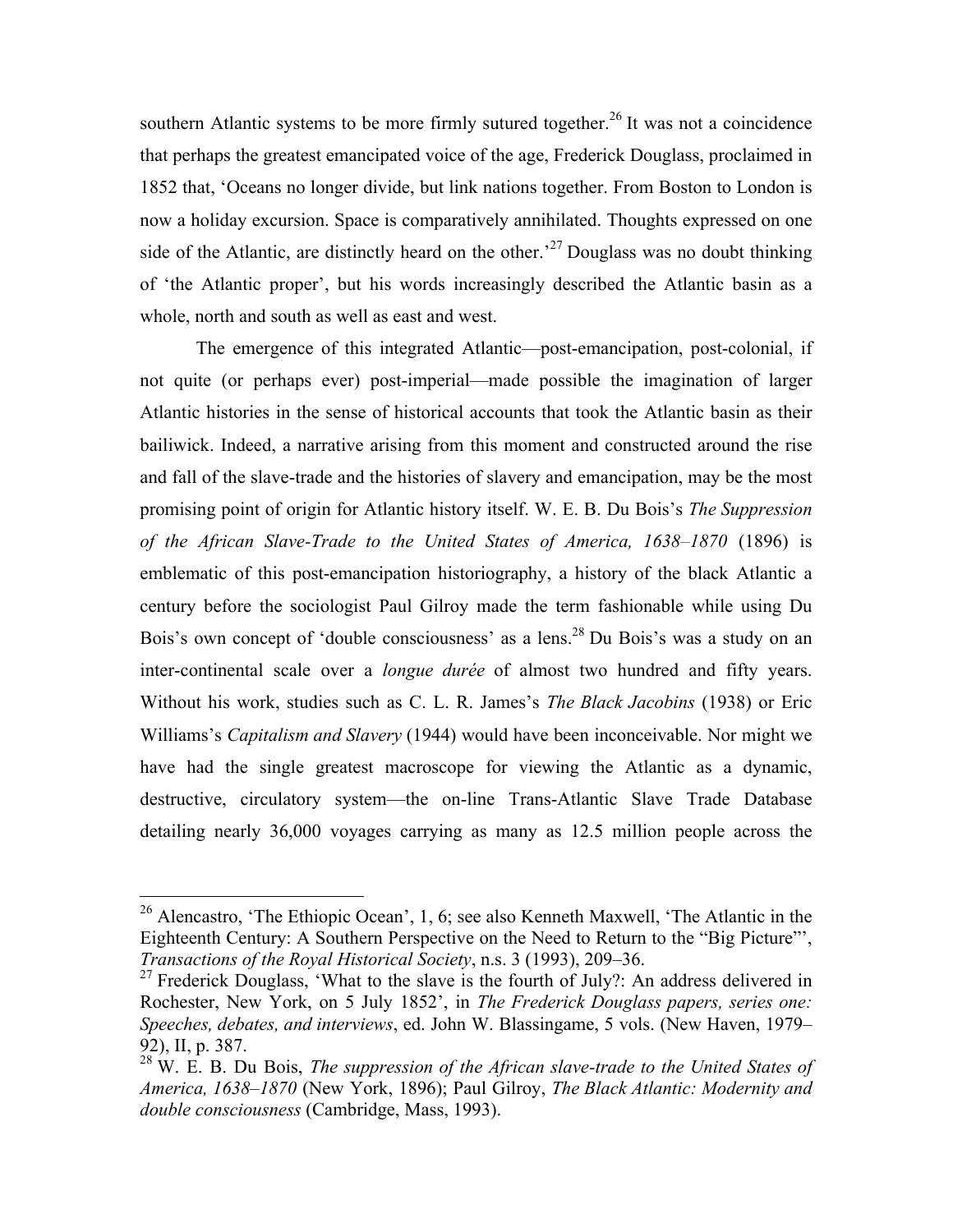southern Atlantic systems to be more firmly sutured together.[26] It was not a coincidence that perhaps the greatest emancipated voice of the age, Frederick Douglass, proclaimed in 1852 that, 'Oceans no longer divide, but link nations together. From Boston to London is now a holiday excursion. Space is comparatively annihilated. Thoughts expressed on one side of the Atlantic, are distinctly heard on the other.'[27] Douglass was no doubt thinking of 'the Atlantic proper', but his words increasingly described the Atlantic basin as a whole, north and south as well as east and west.

The emergence of this integrated Atlantic—post-emancipation, post-colonial, if not quite (or perhaps ever) post-imperial—made possible the imagination of larger Atlantic histories in the sense of historical accounts that took the Atlantic basin as their bailiwick. Indeed, a narrative arising from this moment and constructed around the rise and fall of the slave-trade and the histories of slavery and emancipation, may be the most promising point of origin for Atlantic history itself. W. E. B. Du Bois's *The Suppression of the African Slave-Trade to the United States of America, 1638–1870* (1896) is emblematic of this post-emancipation historiography, a history of the black Atlantic a century before the sociologist Paul Gilroy made the term fashionable while using Du Bois's own concept of 'double consciousness' as a lens.[28] Du Bois's was a study on an inter-continental scale over a *longue durée* of almost two hundred and fifty years. Without his work, studies such as C. L. R. James's *The Black Jacobins* (1938) or Eric Williams's *Capitalism and Slavery* (1944) would have been inconceivable. Nor might we have had the single greatest macroscope for viewing the Atlantic as a dynamic, destructive, circulatory system—the on-line Trans-Atlantic Slave Trade Database detailing nearly 36,000 voyages carrying as many as 12.5 million people across the

---

[26] Alencastro, 'The Ethiopic Ocean', 1, 6; see also Kenneth Maxwell, 'The Atlantic in the Eighteenth Century: A Southern Perspective on the Need to Return to the "Big Picture"', *Transactions of the Royal Historical Society*, n.s. 3 (1993), 209–36.

[27] Frederick Douglass, 'What to the slave is the fourth of July?: An address delivered in Rochester, New York, on 5 July 1852', in *The Frederick Douglass papers, series one: Speeches, debates, and interviews*, ed. John W. Blassingame, 5 vols. (New Haven, 1979–92), II, p. 387.

[28] W. E. B. Du Bois, *The suppression of the African slave-trade to the United States of America, 1638–1870* (New York, 1896); Paul Gilroy, *The Black Atlantic: Modernity and double consciousness* (Cambridge, Mass, 1993).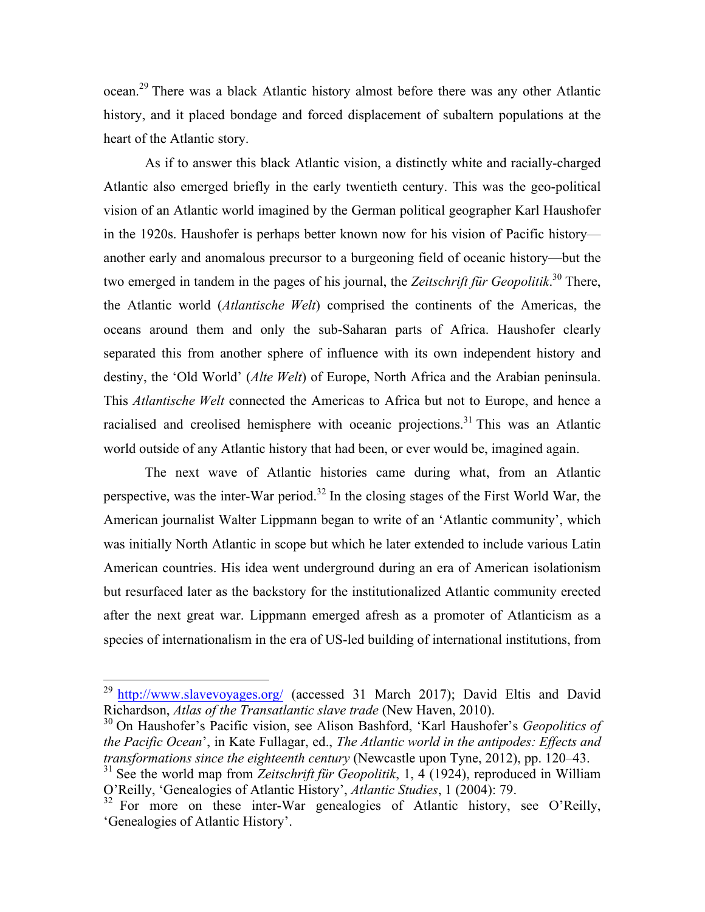ocean.[29] There was a black Atlantic history almost before there was any other Atlantic history, and it placed bondage and forced displacement of subaltern populations at the heart of the Atlantic story.

As if to answer this black Atlantic vision, a distinctly white and racially-charged Atlantic also emerged briefly in the early twentieth century. This was the geo-political vision of an Atlantic world imagined by the German political geographer Karl Haushofer in the 1920s. Haushofer is perhaps better known now for his vision of Pacific history—another early and anomalous precursor to a burgeoning field of oceanic history—but the two emerged in tandem in the pages of his journal, the *Zeitschrift für Geopolitik*.[30] There, the Atlantic world (*Atlantische Welt*) comprised the continents of the Americas, the oceans around them and only the sub-Saharan parts of Africa. Haushofer clearly separated this from another sphere of influence with its own independent history and destiny, the 'Old World' (*Alte Welt*) of Europe, North Africa and the Arabian peninsula. This *Atlantische Welt* connected the Americas to Africa but not to Europe, and hence a racialised and creolised hemisphere with oceanic projections.[31] This was an Atlantic world outside of any Atlantic history that had been, or ever would be, imagined again.

The next wave of Atlantic histories came during what, from an Atlantic perspective, was the inter-War period.[32] In the closing stages of the First World War, the American journalist Walter Lippmann began to write of an 'Atlantic community', which was initially North Atlantic in scope but which he later extended to include various Latin American countries. His idea went underground during an era of American isolationism but resurfaced later as the backstory for the institutionalized Atlantic community erected after the next great war. Lippmann emerged afresh as a promoter of Atlanticism as a species of internationalism in the era of US-led building of international institutions, from

---

[29] http://www.slavevoyages.org/ (accessed 31 March 2017); David Eltis and David Richardson, *Atlas of the Transatlantic slave trade* (New Haven, 2010).

[30] On Haushofer's Pacific vision, see Alison Bashford, 'Karl Haushofer's *Geopolitics of the Pacific Ocean*', in Kate Fullagar, ed., *The Atlantic world in the antipodes: Effects and transformations since the eighteenth century* (Newcastle upon Tyne, 2012), pp. 120–43.

[31] See the world map from *Zeitschrift für Geopolitik*, 1, 4 (1924), reproduced in William O'Reilly, 'Genealogies of Atlantic History', *Atlantic Studies*, 1 (2004): 79.

[32] For more on these inter-War genealogies of Atlantic history, see O'Reilly, 'Genealogies of Atlantic History'.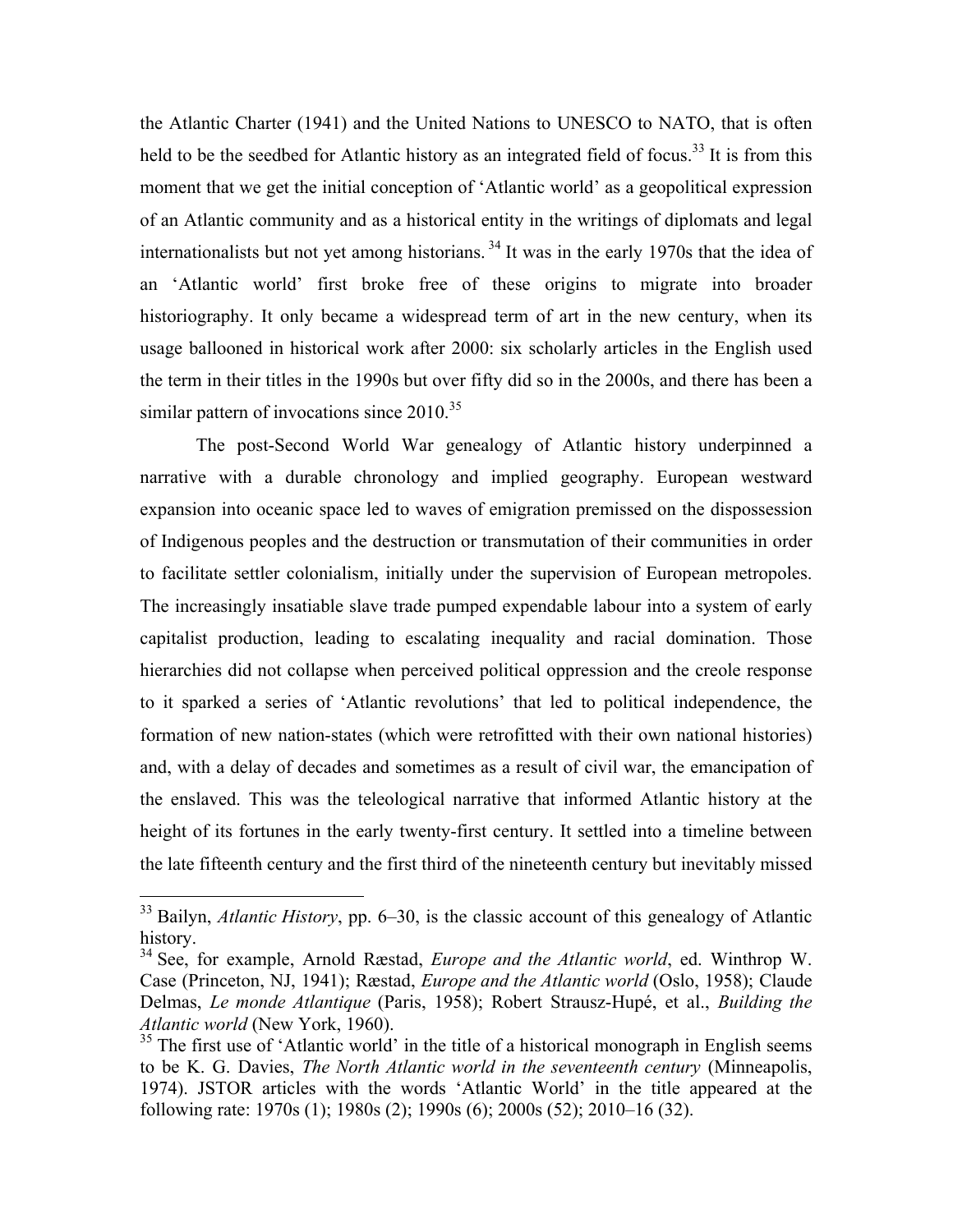the Atlantic Charter (1941) and the United Nations to UNESCO to NATO, that is often held to be the seedbed for Atlantic history as an integrated field of focus.[33] It is from this moment that we get the initial conception of 'Atlantic world' as a geopolitical expression of an Atlantic community and as a historical entity in the writings of diplomats and legal internationalists but not yet among historians.[34] It was in the early 1970s that the idea of an 'Atlantic world' first broke free of these origins to migrate into broader historiography. It only became a widespread term of art in the new century, when its usage ballooned in historical work after 2000: six scholarly articles in the English used the term in their titles in the 1990s but over fifty did so in the 2000s, and there has been a similar pattern of invocations since 2010.[35]

The post-Second World War genealogy of Atlantic history underpinned a narrative with a durable chronology and implied geography. European westward expansion into oceanic space led to waves of emigration premissed on the dispossession of Indigenous peoples and the destruction or transmutation of their communities in order to facilitate settler colonialism, initially under the supervision of European metropoles. The increasingly insatiable slave trade pumped expendable labour into a system of early capitalist production, leading to escalating inequality and racial domination. Those hierarchies did not collapse when perceived political oppression and the creole response to it sparked a series of 'Atlantic revolutions' that led to political independence, the formation of new nation-states (which were retrofitted with their own national histories) and, with a delay of decades and sometimes as a result of civil war, the emancipation of the enslaved. This was the teleological narrative that informed Atlantic history at the height of its fortunes in the early twenty-first century. It settled into a timeline between the late fifteenth century and the first third of the nineteenth century but inevitably missed

---

[33] Bailyn, *Atlantic History*, pp. 6–30, is the classic account of this genealogy of Atlantic history.

[34] See, for example, Arnold Ræstad, *Europe and the Atlantic world*, ed. Winthrop W. Case (Princeton, NJ, 1941); Ræstad, *Europe and the Atlantic world* (Oslo, 1958); Claude Delmas, *Le monde Atlantique* (Paris, 1958); Robert Strausz-Hupé, et al., *Building the Atlantic world* (New York, 1960).

[35] The first use of 'Atlantic world' in the title of a historical monograph in English seems to be K. G. Davies, *The North Atlantic world in the seventeenth century* (Minneapolis, 1974). JSTOR articles with the words 'Atlantic World' in the title appeared at the following rate: 1970s (1); 1980s (2); 1990s (6); 2000s (52); 2010–16 (32).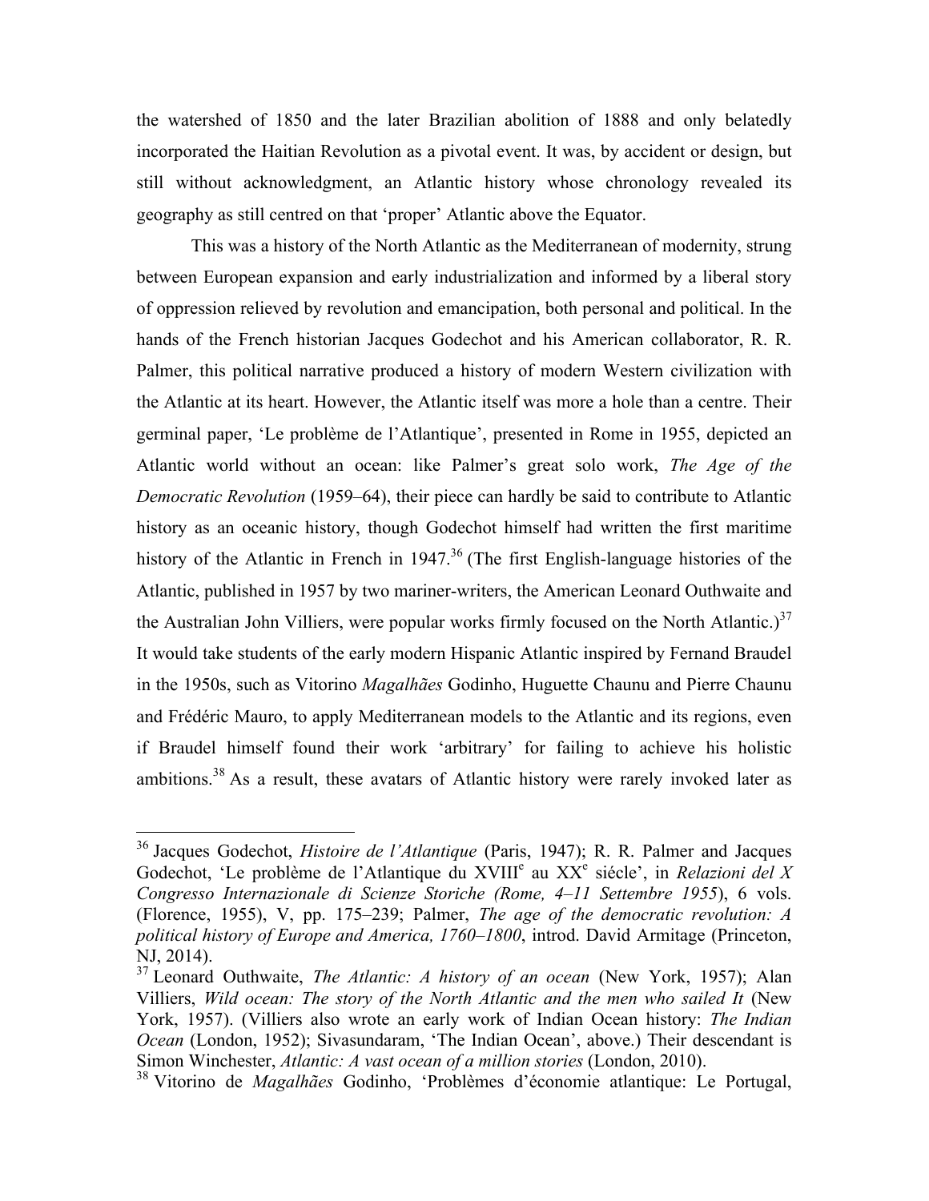the watershed of 1850 and the later Brazilian abolition of 1888 and only belatedly incorporated the Haitian Revolution as a pivotal event. It was, by accident or design, but still without acknowledgment, an Atlantic history whose chronology revealed its geography as still centred on that 'proper' Atlantic above the Equator.

This was a history of the North Atlantic as the Mediterranean of modernity, strung between European expansion and early industrialization and informed by a liberal story of oppression relieved by revolution and emancipation, both personal and political. In the hands of the French historian Jacques Godechot and his American collaborator, R. R. Palmer, this political narrative produced a history of modern Western civilization with the Atlantic at its heart. However, the Atlantic itself was more a hole than a centre. Their germinal paper, 'Le problème de l'Atlantique', presented in Rome in 1955, depicted an Atlantic world without an ocean: like Palmer's great solo work, *The Age of the Democratic Revolution* (1959–64), their piece can hardly be said to contribute to Atlantic history as an oceanic history, though Godechot himself had written the first maritime history of the Atlantic in French in 1947.[36] (The first English-language histories of the Atlantic, published in 1957 by two mariner-writers, the American Leonard Outhwaite and the Australian John Villiers, were popular works firmly focused on the North Atlantic.)[37] It would take students of the early modern Hispanic Atlantic inspired by Fernand Braudel in the 1950s, such as Vitorino *Magalhães* Godinho, Huguette Chaunu and Pierre Chaunu and Frédéric Mauro, to apply Mediterranean models to the Atlantic and its regions, even if Braudel himself found their work 'arbitrary' for failing to achieve his holistic ambitions.[38] As a result, these avatars of Atlantic history were rarely invoked later as

---

[36] Jacques Godechot, *Histoire de l'Atlantique* (Paris, 1947); R. R. Palmer and Jacques Godechot, 'Le problème de l'Atlantique du XVIII^e au XX^e siécle', in *Relazioni del X Congresso Internazionale di Scienze Storiche (Rome, 4–11 Settembre 1955*), 6 vols. (Florence, 1955), V, pp. 175–239; Palmer, *The age of the democratic revolution: A political history of Europe and America, 1760–1800*, introd. David Armitage (Princeton, NJ, 2014).

[37] Leonard Outhwaite, *The Atlantic: A history of an ocean* (New York, 1957); Alan Villiers, *Wild ocean: The story of the North Atlantic and the men who sailed It* (New York, 1957). (Villiers also wrote an early work of Indian Ocean history: *The Indian Ocean* (London, 1952); Sivasundaram, 'The Indian Ocean', above.) Their descendant is Simon Winchester, *Atlantic: A vast ocean of a million stories* (London, 2010).

[38] Vitorino de *Magalhães* Godinho, 'Problèmes d'économie atlantique: Le Portugal,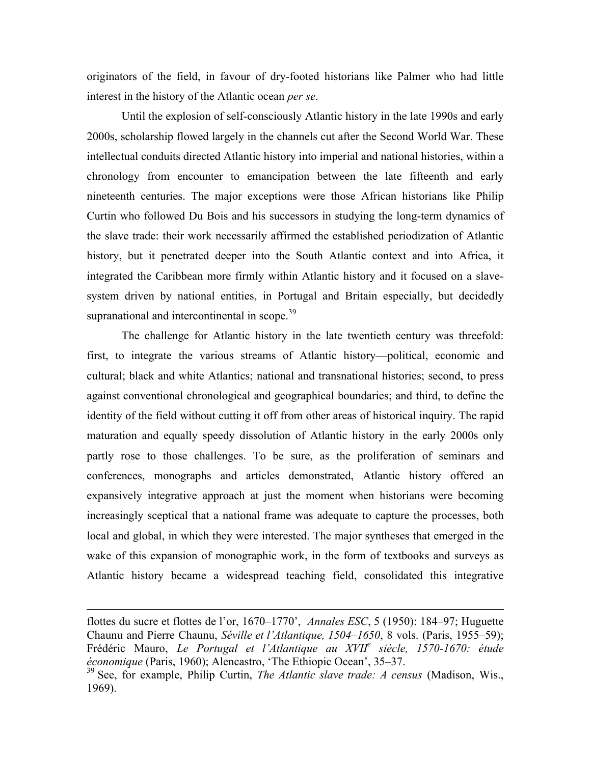originators of the field, in favour of dry-footed historians like Palmer who had little interest in the history of the Atlantic ocean *per se*.

Until the explosion of self-consciously Atlantic history in the late 1990s and early 2000s, scholarship flowed largely in the channels cut after the Second World War. These intellectual conduits directed Atlantic history into imperial and national histories, within a chronology from encounter to emancipation between the late fifteenth and early nineteenth centuries. The major exceptions were those African historians like Philip Curtin who followed Du Bois and his successors in studying the long-term dynamics of the slave trade: their work necessarily affirmed the established periodization of Atlantic history, but it penetrated deeper into the South Atlantic context and into Africa, it integrated the Caribbean more firmly within Atlantic history and it focused on a slave-system driven by national entities, in Portugal and Britain especially, but decidedly supranational and intercontinental in scope.[39]

The challenge for Atlantic history in the late twentieth century was threefold: first, to integrate the various streams of Atlantic history—political, economic and cultural; black and white Atlantics; national and transnational histories; second, to press against conventional chronological and geographical boundaries; and third, to define the identity of the field without cutting it off from other areas of historical inquiry. The rapid maturation and equally speedy dissolution of Atlantic history in the early 2000s only partly rose to those challenges. To be sure, as the proliferation of seminars and conferences, monographs and articles demonstrated, Atlantic history offered an expansively integrative approach at just the moment when historians were becoming increasingly sceptical that a national frame was adequate to capture the processes, both local and global, in which they were interested. The major syntheses that emerged in the wake of this expansion of monographic work, in the form of textbooks and surveys as Atlantic history became a widespread teaching field, consolidated this integrative

---

flottes du sucre et flottes de l'or, 1670–1770', *Annales ESC*, 5 (1950): 184–97; Huguette Chaunu and Pierre Chaunu, *Séville et l'Atlantique, 1504–1650*, 8 vols. (Paris, 1955–59); Frédéric Mauro, *Le Portugal et l'Atlantique au XVII^e^ siècle, 1570-1670: étude économique* (Paris, 1960); Alencastro, 'The Ethiopic Ocean', 35–37.

[39] See, for example, Philip Curtin, *The Atlantic slave trade: A census* (Madison, Wis., 1969).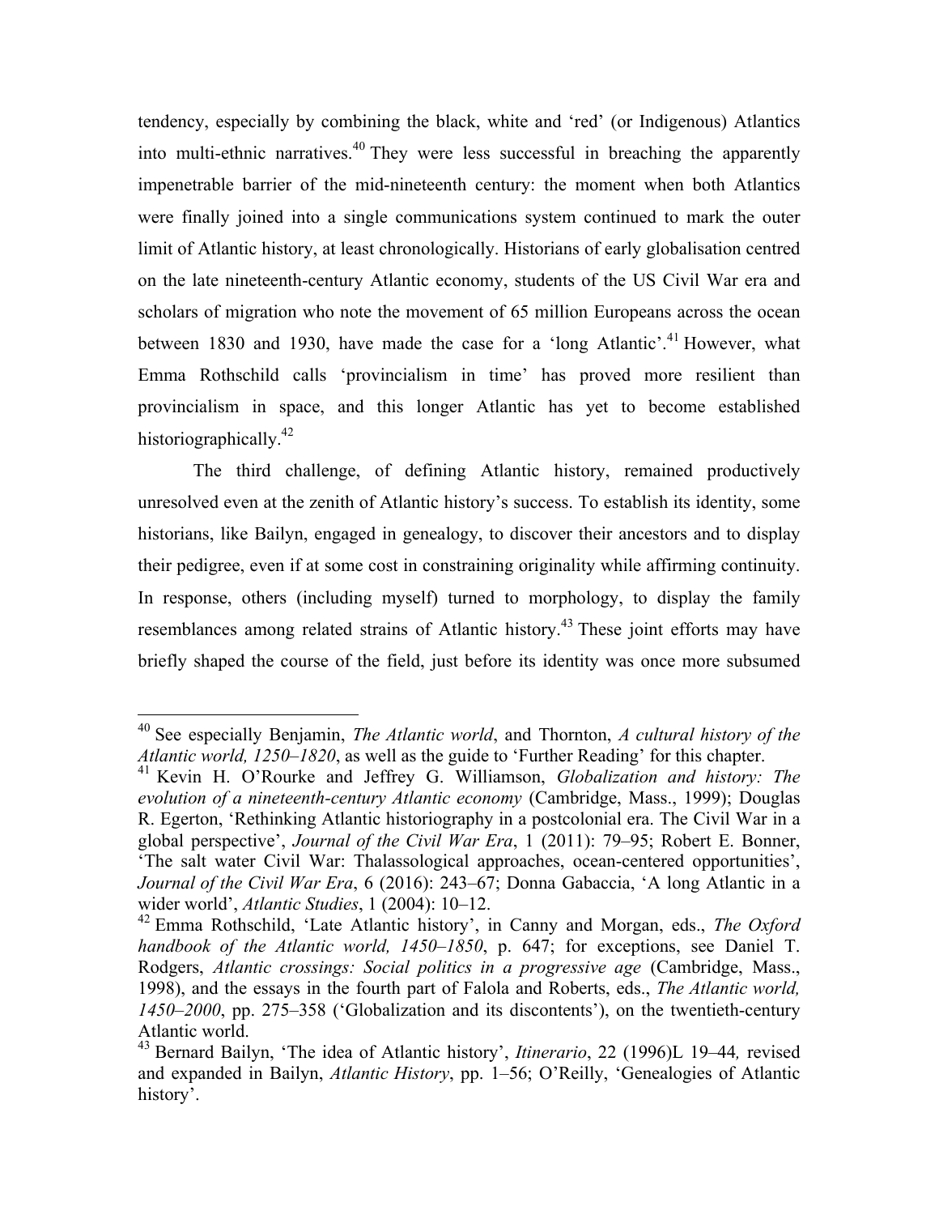tendency, especially by combining the black, white and 'red' (or Indigenous) Atlantics into multi-ethnic narratives.[40] They were less successful in breaching the apparently impenetrable barrier of the mid-nineteenth century: the moment when both Atlantics were finally joined into a single communications system continued to mark the outer limit of Atlantic history, at least chronologically. Historians of early globalisation centred on the late nineteenth-century Atlantic economy, students of the US Civil War era and scholars of migration who note the movement of 65 million Europeans across the ocean between 1830 and 1930, have made the case for a 'long Atlantic'.[41] However, what Emma Rothschild calls 'provincialism in time' has proved more resilient than provincialism in space, and this longer Atlantic has yet to become established historiographically.[42]

The third challenge, of defining Atlantic history, remained productively unresolved even at the zenith of Atlantic history's success. To establish its identity, some historians, like Bailyn, engaged in genealogy, to discover their ancestors and to display their pedigree, even if at some cost in constraining originality while affirming continuity. In response, others (including myself) turned to morphology, to display the family resemblances among related strains of Atlantic history.[43] These joint efforts may have briefly shaped the course of the field, just before its identity was once more subsumed

---

[40] See especially Benjamin, *The Atlantic world*, and Thornton, *A cultural history of the Atlantic world, 1250–1820*, as well as the guide to 'Further Reading' for this chapter.

[41] Kevin H. O'Rourke and Jeffrey G. Williamson, *Globalization and history: The evolution of a nineteenth-century Atlantic economy* (Cambridge, Mass., 1999); Douglas R. Egerton, 'Rethinking Atlantic historiography in a postcolonial era. The Civil War in a global perspective', *Journal of the Civil War Era*, 1 (2011): 79–95; Robert E. Bonner, 'The salt water Civil War: Thalassological approaches, ocean-centered opportunities', *Journal of the Civil War Era*, 6 (2016): 243–67; Donna Gabaccia, 'A long Atlantic in a wider world', *Atlantic Studies*, 1 (2004): 10–12.

[42] Emma Rothschild, 'Late Atlantic history', in Canny and Morgan, eds., *The Oxford handbook of the Atlantic world, 1450–1850*, p. 647; for exceptions, see Daniel T. Rodgers, *Atlantic crossings: Social politics in a progressive age* (Cambridge, Mass., 1998), and the essays in the fourth part of Falola and Roberts, eds., *The Atlantic world, 1450–2000*, pp. 275–358 ('Globalization and its discontents'), on the twentieth-century Atlantic world.

[43] Bernard Bailyn, 'The idea of Atlantic history', *Itinerario*, 22 (1996)L 19–44*,* revised and expanded in Bailyn, *Atlantic History*, pp. 1–56; O'Reilly, 'Genealogies of Atlantic history'.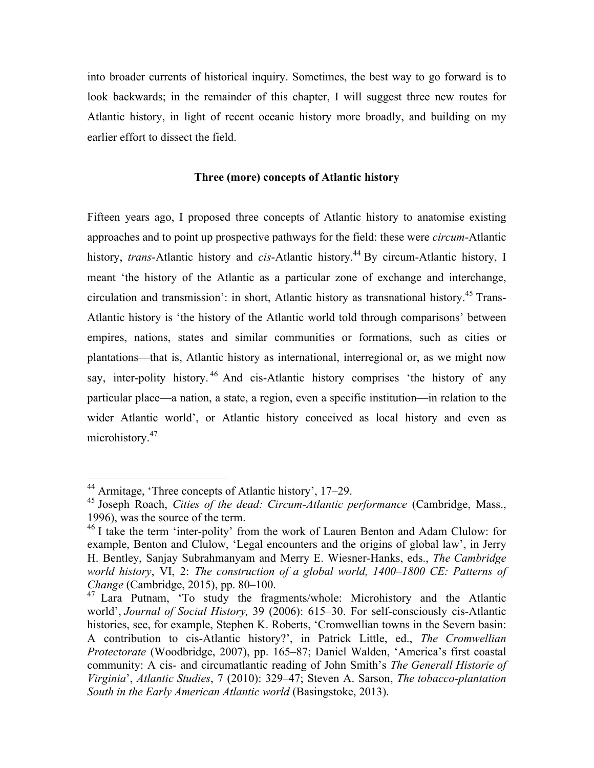into broader currents of historical inquiry. Sometimes, the best way to go forward is to look backwards; in the remainder of this chapter, I will suggest three new routes for Atlantic history, in light of recent oceanic history more broadly, and building on my earlier effort to dissect the field.

## Three (more) concepts of Atlantic history

Fifteen years ago, I proposed three concepts of Atlantic history to anatomise existing approaches and to point up prospective pathways for the field: these were *circum*-Atlantic history, *trans*-Atlantic history and *cis*-Atlantic history.[44] By circum-Atlantic history, I meant 'the history of the Atlantic as a particular zone of exchange and interchange, circulation and transmission': in short, Atlantic history as transnational history.[45] Trans-Atlantic history is 'the history of the Atlantic world told through comparisons' between empires, nations, states and similar communities or formations, such as cities or plantations—that is, Atlantic history as international, interregional or, as we might now say, inter-polity history.[46] And cis-Atlantic history comprises 'the history of any particular place—a nation, a state, a region, even a specific institution—in relation to the wider Atlantic world', or Atlantic history conceived as local history and even as microhistory.[47]

---

[44] Armitage, 'Three concepts of Atlantic history', 17–29.

[45] Joseph Roach, *Cities of the dead: Circum-Atlantic performance* (Cambridge, Mass., 1996), was the source of the term.

[46] I take the term 'inter-polity' from the work of Lauren Benton and Adam Clulow: for example, Benton and Clulow, 'Legal encounters and the origins of global law', in Jerry H. Bentley, Sanjay Subrahmanyam and Merry E. Wiesner-Hanks, eds., *The Cambridge world history*, VI, 2: *The construction of a global world, 1400–1800 CE: Patterns of Change* (Cambridge, 2015), pp. 80–100.

[47] Lara Putnam, 'To study the fragments/whole: Microhistory and the Atlantic world', *Journal of Social History,* 39 (2006): 615–30. For self-consciously cis-Atlantic histories, see, for example, Stephen K. Roberts, 'Cromwellian towns in the Severn basin: A contribution to cis-Atlantic history?', in Patrick Little, ed., *The Cromwellian Protectorate* (Woodbridge, 2007), pp. 165–87; Daniel Walden, 'America's first coastal community: A cis- and circumatlantic reading of John Smith's *The Generall Historie of Virginia*', *Atlantic Studies*, 7 (2010): 329–47; Steven A. Sarson, *The tobacco-plantation South in the Early American Atlantic world* (Basingstoke, 2013).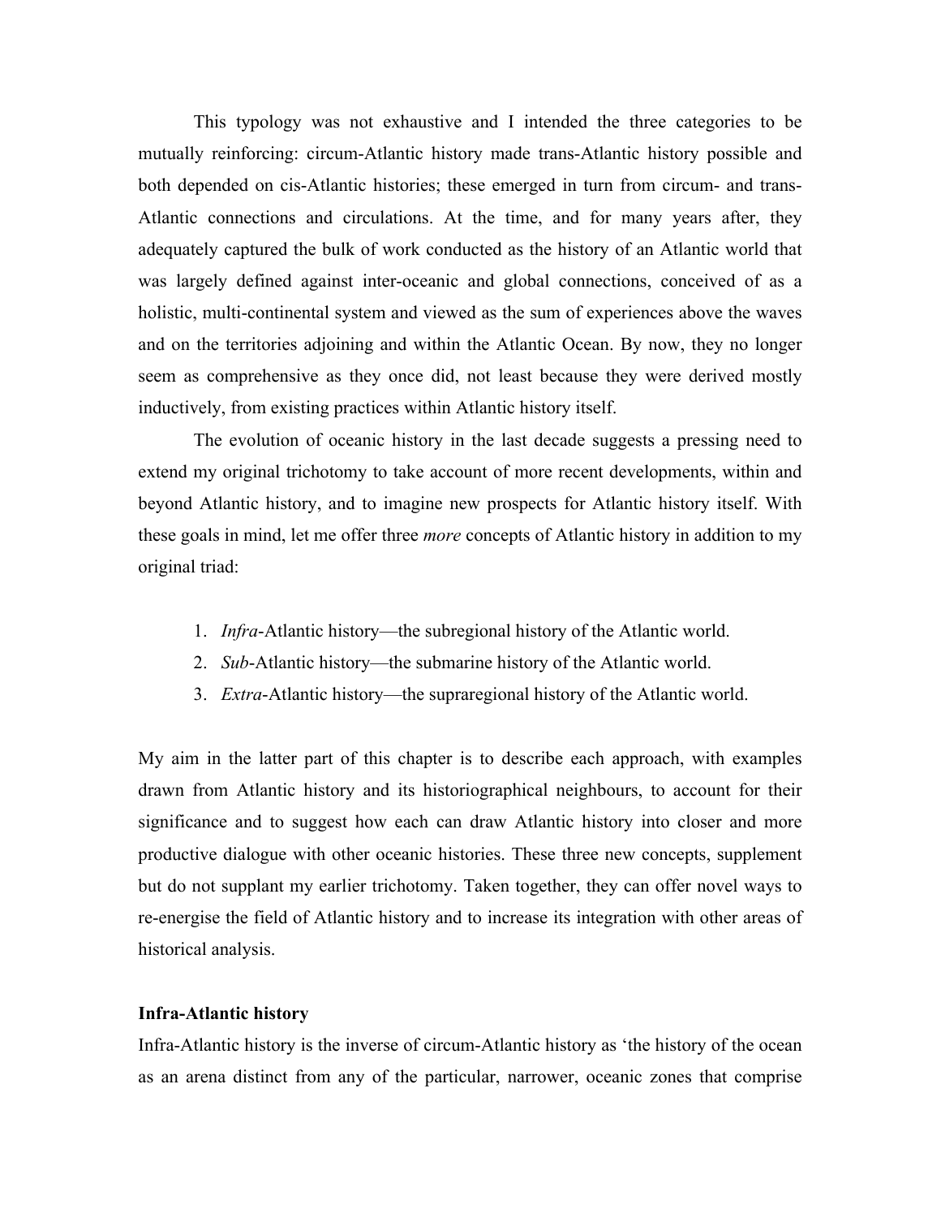This typology was not exhaustive and I intended the three categories to be mutually reinforcing: circum-Atlantic history made trans-Atlantic history possible and both depended on cis-Atlantic histories; these emerged in turn from circum- and trans-Atlantic connections and circulations. At the time, and for many years after, they adequately captured the bulk of work conducted as the history of an Atlantic world that was largely defined against inter-oceanic and global connections, conceived of as a holistic, multi-continental system and viewed as the sum of experiences above the waves and on the territories adjoining and within the Atlantic Ocean. By now, they no longer seem as comprehensive as they once did, not least because they were derived mostly inductively, from existing practices within Atlantic history itself.

The evolution of oceanic history in the last decade suggests a pressing need to extend my original trichotomy to take account of more recent developments, within and beyond Atlantic history, and to imagine new prospects for Atlantic history itself. With these goals in mind, let me offer three *more* concepts of Atlantic history in addition to my original triad:

1. *Infra*-Atlantic history—the subregional history of the Atlantic world.
2. *Sub*-Atlantic history—the submarine history of the Atlantic world.
3. *Extra*-Atlantic history—the supraregional history of the Atlantic world.

My aim in the latter part of this chapter is to describe each approach, with examples drawn from Atlantic history and its historiographical neighbours, to account for their significance and to suggest how each can draw Atlantic history into closer and more productive dialogue with other oceanic histories. These three new concepts, supplement but do not supplant my earlier trichotomy. Taken together, they can offer novel ways to re-energise the field of Atlantic history and to increase its integration with other areas of historical analysis.

**Infra-Atlantic history**

Infra-Atlantic history is the inverse of circum-Atlantic history as 'the history of the ocean as an arena distinct from any of the particular, narrower, oceanic zones that comprise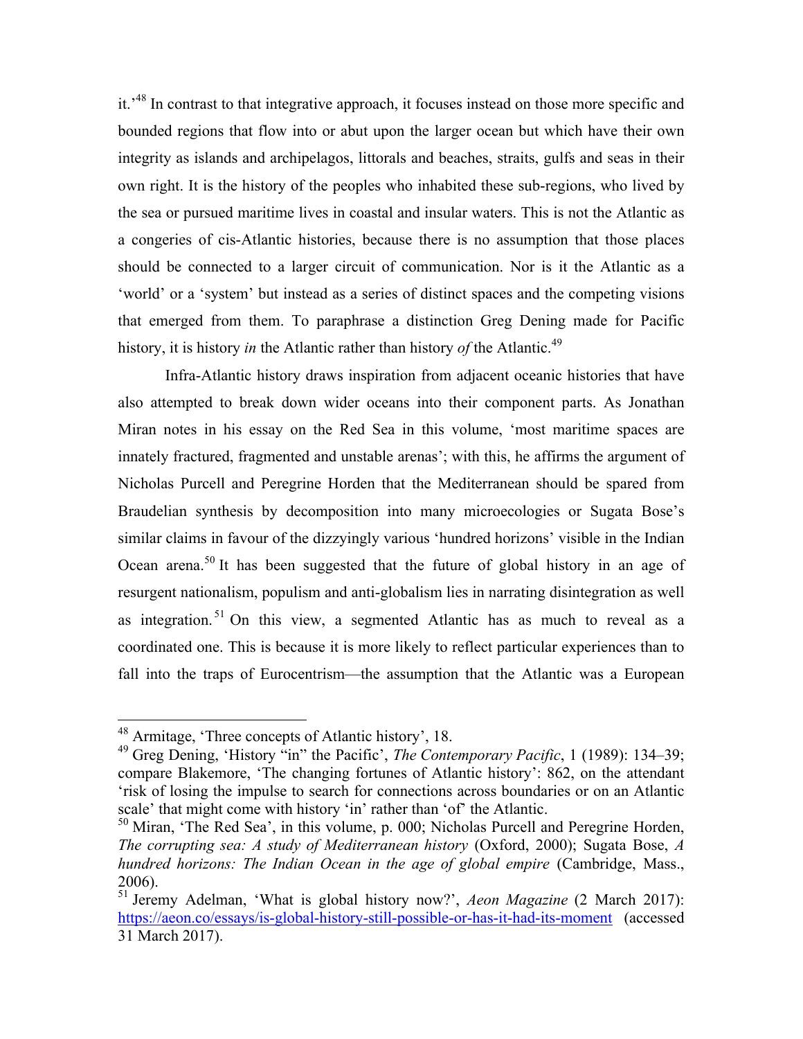it.'[48] In contrast to that integrative approach, it focuses instead on those more specific and bounded regions that flow into or abut upon the larger ocean but which have their own integrity as islands and archipelagos, littorals and beaches, straits, gulfs and seas in their own right. It is the history of the peoples who inhabited these sub-regions, who lived by the sea or pursued maritime lives in coastal and insular waters. This is not the Atlantic as a congeries of cis-Atlantic histories, because there is no assumption that those places should be connected to a larger circuit of communication. Nor is it the Atlantic as a 'world' or a 'system' but instead as a series of distinct spaces and the competing visions that emerged from them. To paraphrase a distinction Greg Dening made for Pacific history, it is history *in* the Atlantic rather than history *of* the Atlantic.[49]

Infra-Atlantic history draws inspiration from adjacent oceanic histories that have also attempted to break down wider oceans into their component parts. As Jonathan Miran notes in his essay on the Red Sea in this volume, 'most maritime spaces are innately fractured, fragmented and unstable arenas'; with this, he affirms the argument of Nicholas Purcell and Peregrine Horden that the Mediterranean should be spared from Braudelian synthesis by decomposition into many microecologies or Sugata Bose's similar claims in favour of the dizzyingly various 'hundred horizons' visible in the Indian Ocean arena.[50] It has been suggested that the future of global history in an age of resurgent nationalism, populism and anti-globalism lies in narrating disintegration as well as integration.[51] On this view, a segmented Atlantic has as much to reveal as a coordinated one. This is because it is more likely to reflect particular experiences than to fall into the traps of Eurocentrism—the assumption that the Atlantic was a European

---

[48] Armitage, 'Three concepts of Atlantic history', 18.

[49] Greg Dening, 'History "in" the Pacific', *The Contemporary Pacific*, 1 (1989): 134–39; compare Blakemore, 'The changing fortunes of Atlantic history': 862, on the attendant 'risk of losing the impulse to search for connections across boundaries or on an Atlantic scale' that might come with history 'in' rather than 'of' the Atlantic.

[50] Miran, 'The Red Sea', in this volume, p. 000; Nicholas Purcell and Peregrine Horden, *The corrupting sea: A study of Mediterranean history* (Oxford, 2000); Sugata Bose, *A hundred horizons: The Indian Ocean in the age of global empire* (Cambridge, Mass., 2006).

[51] Jeremy Adelman, 'What is global history now?', *Aeon Magazine* (2 March 2017): https://aeon.co/essays/is-global-history-still-possible-or-has-it-had-its-moment (accessed 31 March 2017).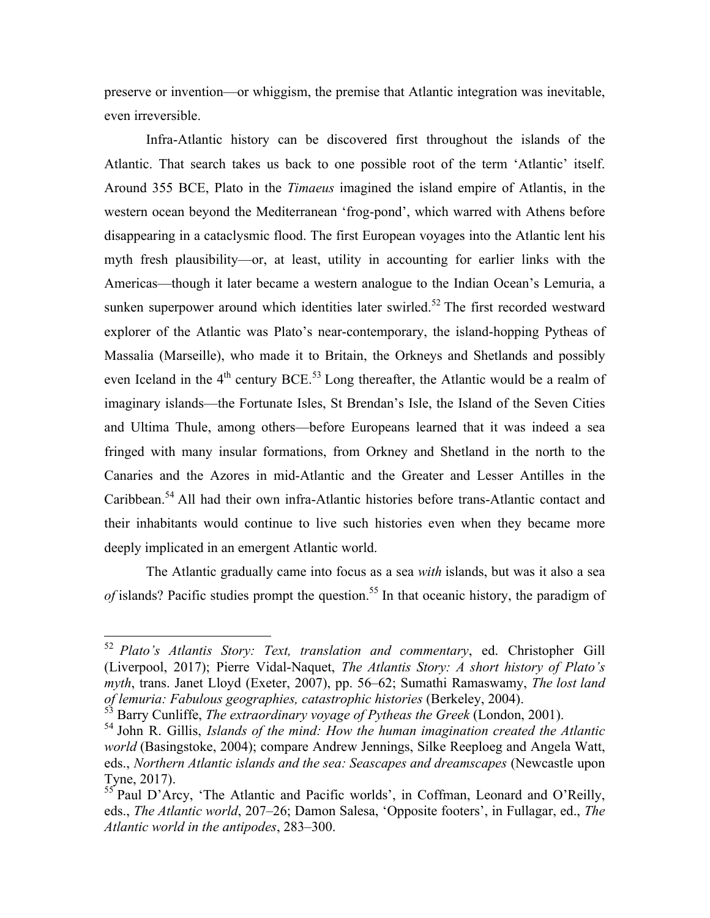preserve or invention—or whiggism, the premise that Atlantic integration was inevitable, even irreversible.

Infra-Atlantic history can be discovered first throughout the islands of the Atlantic. That search takes us back to one possible root of the term 'Atlantic' itself. Around 355 BCE, Plato in the *Timaeus* imagined the island empire of Atlantis, in the western ocean beyond the Mediterranean 'frog-pond', which warred with Athens before disappearing in a cataclysmic flood. The first European voyages into the Atlantic lent his myth fresh plausibility—or, at least, utility in accounting for earlier links with the Americas—though it later became a western analogue to the Indian Ocean's Lemuria, a sunken superpower around which identities later swirled.[52] The first recorded westward explorer of the Atlantic was Plato's near-contemporary, the island-hopping Pytheas of Massalia (Marseille), who made it to Britain, the Orkneys and Shetlands and possibly even Iceland in the 4th century BCE.[53] Long thereafter, the Atlantic would be a realm of imaginary islands—the Fortunate Isles, St Brendan's Isle, the Island of the Seven Cities and Ultima Thule, among others—before Europeans learned that it was indeed a sea fringed with many insular formations, from Orkney and Shetland in the north to the Canaries and the Azores in mid-Atlantic and the Greater and Lesser Antilles in the Caribbean.[54] All had their own infra-Atlantic histories before trans-Atlantic contact and their inhabitants would continue to live such histories even when they became more deeply implicated in an emergent Atlantic world.

The Atlantic gradually came into focus as a sea *with* islands, but was it also a sea *of* islands? Pacific studies prompt the question.[55] In that oceanic history, the paradigm of

---

[52] *Plato's Atlantis Story: Text, translation and commentary*, ed. Christopher Gill (Liverpool, 2017); Pierre Vidal-Naquet, *The Atlantis Story: A short history of Plato's myth*, trans. Janet Lloyd (Exeter, 2007), pp. 56–62; Sumathi Ramaswamy, *The lost land of lemuria: Fabulous geographies, catastrophic histories* (Berkeley, 2004).

[53] Barry Cunliffe, *The extraordinary voyage of Pytheas the Greek* (London, 2001).

[54] John R. Gillis, *Islands of the mind: How the human imagination created the Atlantic world* (Basingstoke, 2004); compare Andrew Jennings, Silke Reeploeg and Angela Watt, eds., *Northern Atlantic islands and the sea: Seascapes and dreamscapes* (Newcastle upon Tyne, 2017).

[55] Paul D'Arcy, 'The Atlantic and Pacific worlds', in Coffman, Leonard and O'Reilly, eds., *The Atlantic world*, 207–26; Damon Salesa, 'Opposite footers', in Fullagar, ed., *The Atlantic world in the antipodes*, 283–300.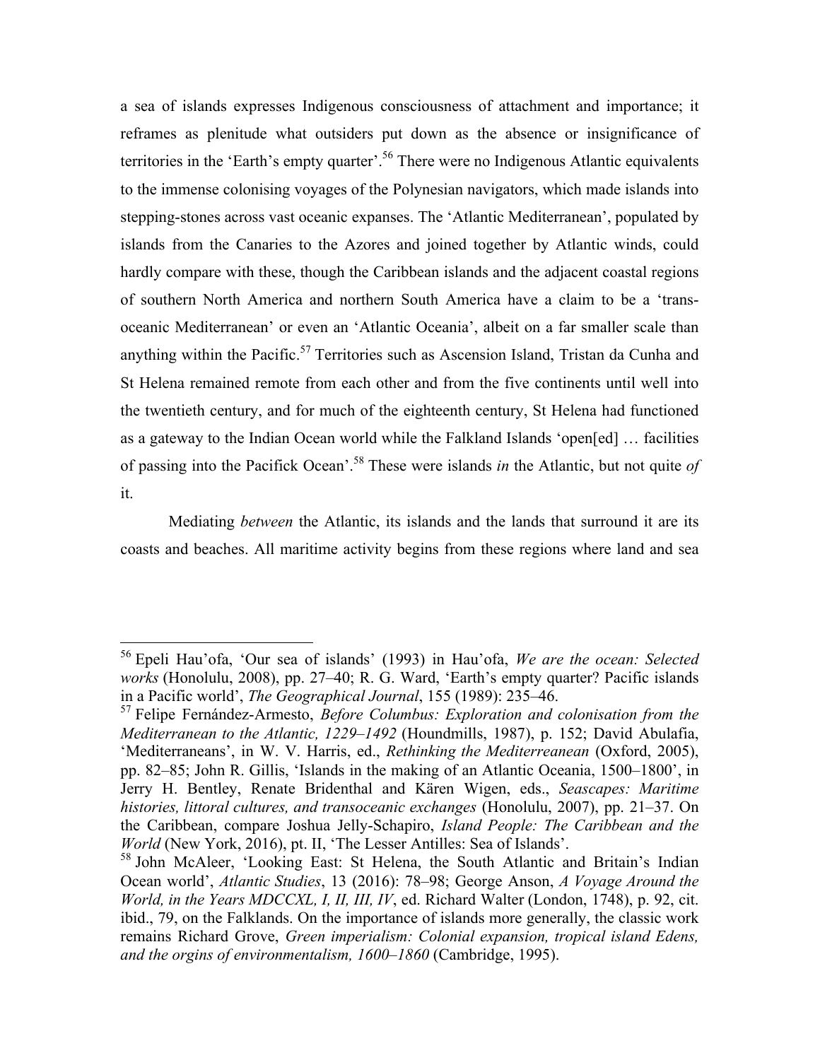a sea of islands expresses Indigenous consciousness of attachment and importance; it reframes as plenitude what outsiders put down as the absence or insignificance of territories in the 'Earth's empty quarter'.[56] There were no Indigenous Atlantic equivalents to the immense colonising voyages of the Polynesian navigators, which made islands into stepping-stones across vast oceanic expanses. The 'Atlantic Mediterranean', populated by islands from the Canaries to the Azores and joined together by Atlantic winds, could hardly compare with these, though the Caribbean islands and the adjacent coastal regions of southern North America and northern South America have a claim to be a 'trans-oceanic Mediterranean' or even an 'Atlantic Oceania', albeit on a far smaller scale than anything within the Pacific.[57] Territories such as Ascension Island, Tristan da Cunha and St Helena remained remote from each other and from the five continents until well into the twentieth century, and for much of the eighteenth century, St Helena had functioned as a gateway to the Indian Ocean world while the Falkland Islands 'open[ed] … facilities of passing into the Pacifick Ocean'.[58] These were islands *in* the Atlantic, but not quite *of* it.

Mediating *between* the Atlantic, its islands and the lands that surround it are its coasts and beaches. All maritime activity begins from these regions where land and sea

---

[56] Epeli Hau'ofa, 'Our sea of islands' (1993) in Hau'ofa, *We are the ocean: Selected works* (Honolulu, 2008), pp. 27–40; R. G. Ward, 'Earth's empty quarter? Pacific islands in a Pacific world', *The Geographical Journal*, 155 (1989): 235–46.

[57] Felipe Fernández-Armesto, *Before Columbus: Exploration and colonisation from the Mediterranean to the Atlantic, 1229–1492* (Houndmills, 1987), p. 152; David Abulafia, 'Mediterraneans', in W. V. Harris, ed., *Rethinking the Mediterreanean* (Oxford, 2005), pp. 82–85; John R. Gillis, 'Islands in the making of an Atlantic Oceania, 1500–1800', in Jerry H. Bentley, Renate Bridenthal and Kären Wigen, eds., *Seascapes: Maritime histories, littoral cultures, and transoceanic exchanges* (Honolulu, 2007), pp. 21–37. On the Caribbean, compare Joshua Jelly-Schapiro, *Island People: The Caribbean and the World* (New York, 2016), pt. II, 'The Lesser Antilles: Sea of Islands'.

[58] John McAleer, 'Looking East: St Helena, the South Atlantic and Britain's Indian Ocean world', *Atlantic Studies*, 13 (2016): 78–98; George Anson, *A Voyage Around the World, in the Years MDCCXL, I, II, III, IV*, ed. Richard Walter (London, 1748), p. 92, cit. ibid., 79, on the Falklands. On the importance of islands more generally, the classic work remains Richard Grove, *Green imperialism: Colonial expansion, tropical island Edens, and the orgins of environmentalism, 1600–1860* (Cambridge, 1995).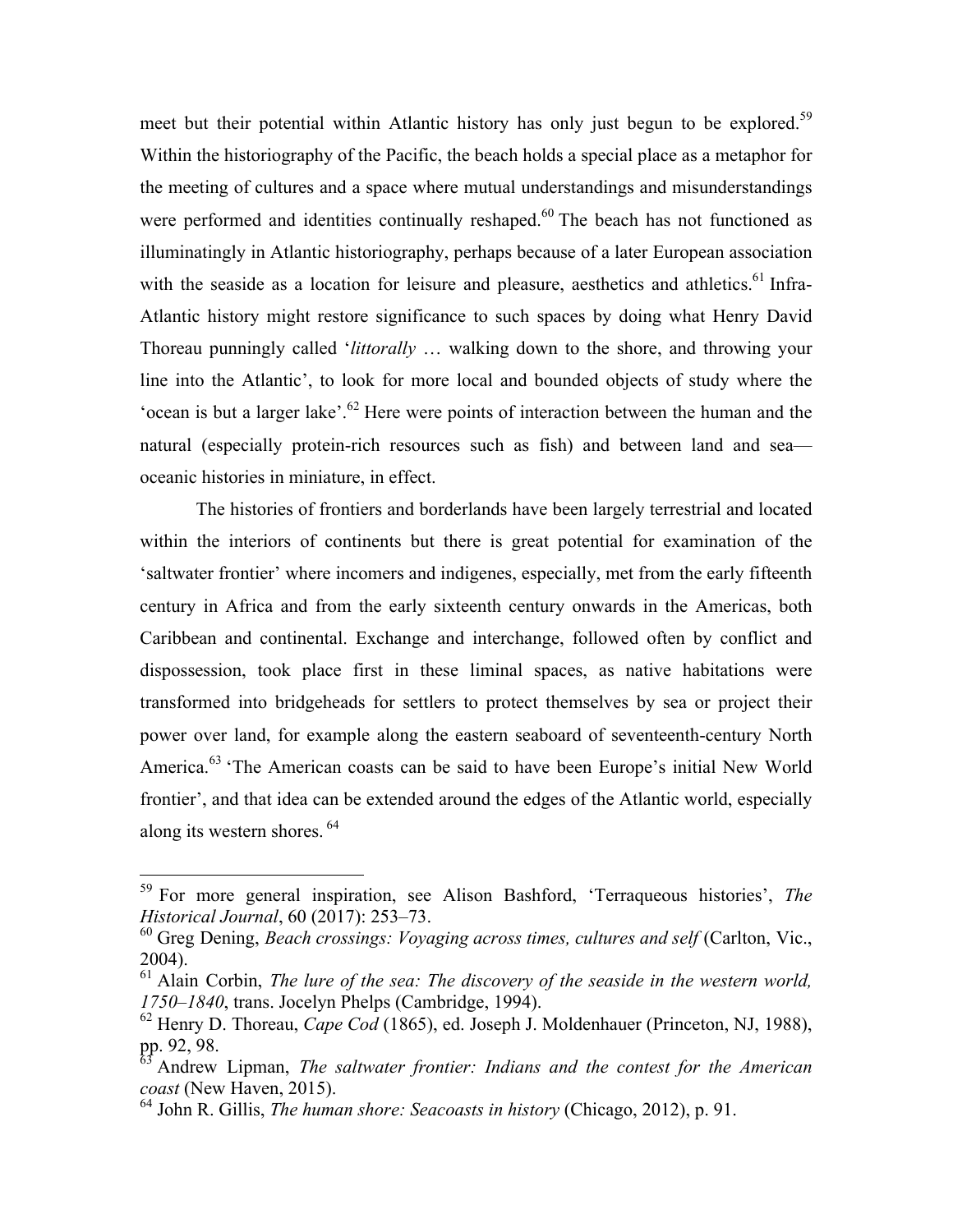meet but their potential within Atlantic history has only just begun to be explored.[59] Within the historiography of the Pacific, the beach holds a special place as a metaphor for the meeting of cultures and a space where mutual understandings and misunderstandings were performed and identities continually reshaped.[60] The beach has not functioned as illuminatingly in Atlantic historiography, perhaps because of a later European association with the seaside as a location for leisure and pleasure, aesthetics and athletics.[61] Infra-Atlantic history might restore significance to such spaces by doing what Henry David Thoreau punningly called '*littorally* … walking down to the shore, and throwing your line into the Atlantic', to look for more local and bounded objects of study where the 'ocean is but a larger lake'.[62] Here were points of interaction between the human and the natural (especially protein-rich resources such as fish) and between land and sea—oceanic histories in miniature, in effect.

The histories of frontiers and borderlands have been largely terrestrial and located within the interiors of continents but there is great potential for examination of the 'saltwater frontier' where incomers and indigenes, especially, met from the early fifteenth century in Africa and from the early sixteenth century onwards in the Americas, both Caribbean and continental. Exchange and interchange, followed often by conflict and dispossession, took place first in these liminal spaces, as native habitations were transformed into bridgeheads for settlers to protect themselves by sea or project their power over land, for example along the eastern seaboard of seventeenth-century North America.[63] 'The American coasts can be said to have been Europe's initial New World frontier', and that idea can be extended around the edges of the Atlantic world, especially along its western shores.[64]

---

[59] For more general inspiration, see Alison Bashford, 'Terraqueous histories', *The Historical Journal*, 60 (2017): 253–73.

[60] Greg Dening, *Beach crossings: Voyaging across times, cultures and self* (Carlton, Vic., 2004).

[61] Alain Corbin, *The lure of the sea: The discovery of the seaside in the western world, 1750–1840*, trans. Jocelyn Phelps (Cambridge, 1994).

[62] Henry D. Thoreau, *Cape Cod* (1865), ed. Joseph J. Moldenhauer (Princeton, NJ, 1988), pp. 92, 98.

[63] Andrew Lipman, *The saltwater frontier: Indians and the contest for the American coast* (New Haven, 2015).

[64] John R. Gillis, *The human shore: Seacoasts in history* (Chicago, 2012), p. 91.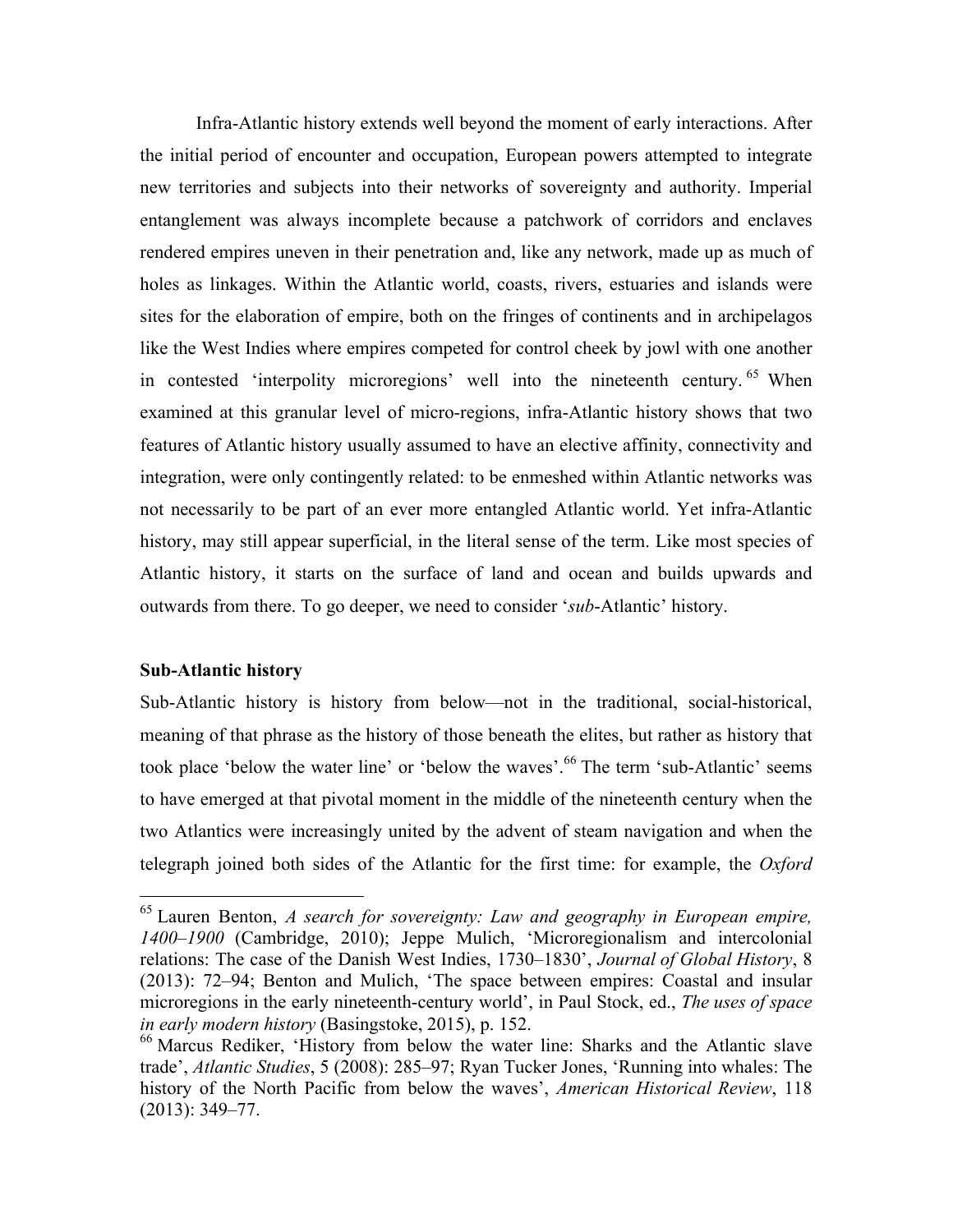Infra-Atlantic history extends well beyond the moment of early interactions. After the initial period of encounter and occupation, European powers attempted to integrate new territories and subjects into their networks of sovereignty and authority. Imperial entanglement was always incomplete because a patchwork of corridors and enclaves rendered empires uneven in their penetration and, like any network, made up as much of holes as linkages. Within the Atlantic world, coasts, rivers, estuaries and islands were sites for the elaboration of empire, both on the fringes of continents and in archipelagos like the West Indies where empires competed for control cheek by jowl with one another in contested 'interpolity microregions' well into the nineteenth century.[65] When examined at this granular level of micro-regions, infra-Atlantic history shows that two features of Atlantic history usually assumed to have an elective affinity, connectivity and integration, were only contingently related: to be enmeshed within Atlantic networks was not necessarily to be part of an ever more entangled Atlantic world. Yet infra-Atlantic history, may still appear superficial, in the literal sense of the term. Like most species of Atlantic history, it starts on the surface of land and ocean and builds upwards and outwards from there. To go deeper, we need to consider '*sub*-Atlantic' history.

### Sub-Atlantic history

Sub-Atlantic history is history from below—not in the traditional, social-historical, meaning of that phrase as the history of those beneath the elites, but rather as history that took place 'below the water line' or 'below the waves'.[66] The term 'sub-Atlantic' seems to have emerged at that pivotal moment in the middle of the nineteenth century when the two Atlantics were increasingly united by the advent of steam navigation and when the telegraph joined both sides of the Atlantic for the first time: for example, the *Oxford*

---

[65] Lauren Benton, *A search for sovereignty: Law and geography in European empire, 1400–1900* (Cambridge, 2010); Jeppe Mulich, 'Microregionalism and intercolonial relations: The case of the Danish West Indies, 1730–1830', *Journal of Global History*, 8 (2013): 72–94; Benton and Mulich, 'The space between empires: Coastal and insular microregions in the early nineteenth-century world', in Paul Stock, ed., *The uses of space in early modern history* (Basingstoke, 2015), p. 152.

[66] Marcus Rediker, 'History from below the water line: Sharks and the Atlantic slave trade', *Atlantic Studies*, 5 (2008): 285–97; Ryan Tucker Jones, 'Running into whales: The history of the North Pacific from below the waves', *American Historical Review*, 118 (2013): 349–77.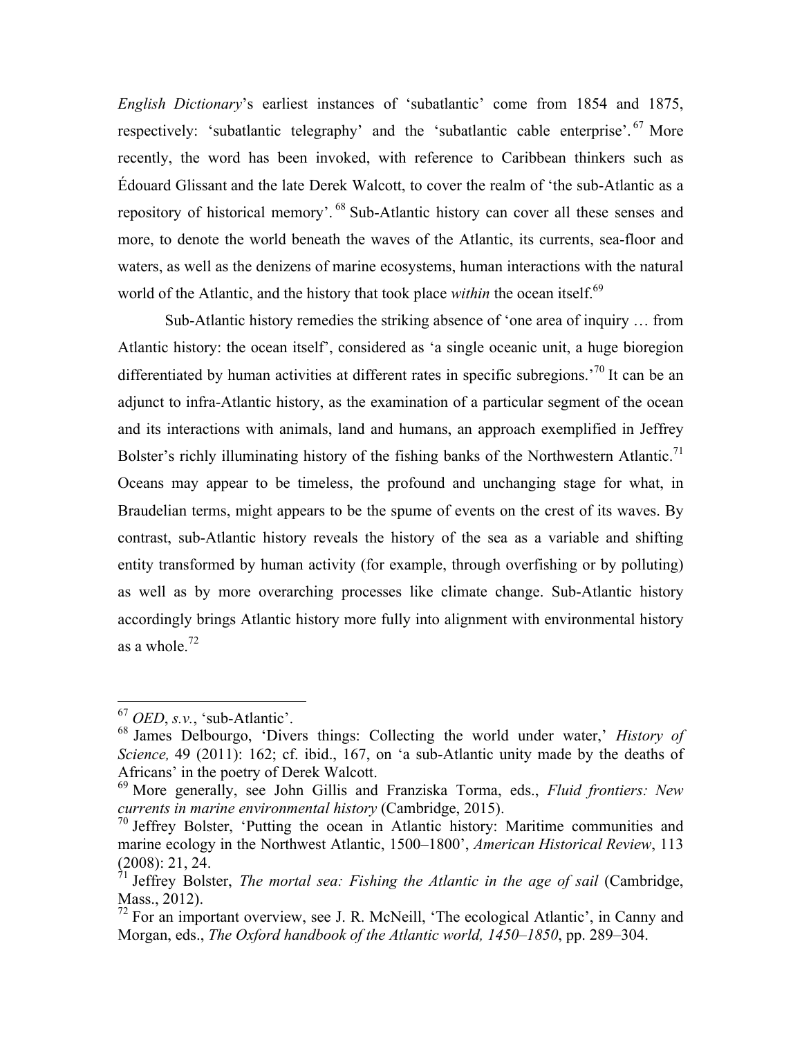*English Dictionary*'s earliest instances of 'subatlantic' come from 1854 and 1875, respectively: 'subatlantic telegraphy' and the 'subatlantic cable enterprise'.[67] More recently, the word has been invoked, with reference to Caribbean thinkers such as Édouard Glissant and the late Derek Walcott, to cover the realm of 'the sub-Atlantic as a repository of historical memory'.[68] Sub-Atlantic history can cover all these senses and more, to denote the world beneath the waves of the Atlantic, its currents, sea-floor and waters, as well as the denizens of marine ecosystems, human interactions with the natural world of the Atlantic, and the history that took place *within* the ocean itself.[69]

Sub-Atlantic history remedies the striking absence of 'one area of inquiry … from Atlantic history: the ocean itself', considered as 'a single oceanic unit, a huge bioregion differentiated by human activities at different rates in specific subregions.'[70] It can be an adjunct to infra-Atlantic history, as the examination of a particular segment of the ocean and its interactions with animals, land and humans, an approach exemplified in Jeffrey Bolster's richly illuminating history of the fishing banks of the Northwestern Atlantic.[71] Oceans may appear to be timeless, the profound and unchanging stage for what, in Braudelian terms, might appears to be the spume of events on the crest of its waves. By contrast, sub-Atlantic history reveals the history of the sea as a variable and shifting entity transformed by human activity (for example, through overfishing or by polluting) as well as by more overarching processes like climate change. Sub-Atlantic history accordingly brings Atlantic history more fully into alignment with environmental history as a whole.[72]

---

[67] *OED*, *s.v.*, 'sub-Atlantic'.

[68] James Delbourgo, 'Divers things: Collecting the world under water,' *History of Science,* 49 (2011): 162; cf. ibid., 167, on 'a sub-Atlantic unity made by the deaths of Africans' in the poetry of Derek Walcott.

[69] More generally, see John Gillis and Franziska Torma, eds., *Fluid frontiers: New currents in marine environmental history* (Cambridge, 2015).

[70] Jeffrey Bolster, 'Putting the ocean in Atlantic history: Maritime communities and marine ecology in the Northwest Atlantic, 1500–1800', *American Historical Review*, 113 (2008): 21, 24.

[71] Jeffrey Bolster, *The mortal sea: Fishing the Atlantic in the age of sail* (Cambridge, Mass., 2012).

[72] For an important overview, see J. R. McNeill, 'The ecological Atlantic', in Canny and Morgan, eds., *The Oxford handbook of the Atlantic world, 1450–1850*, pp. 289–304.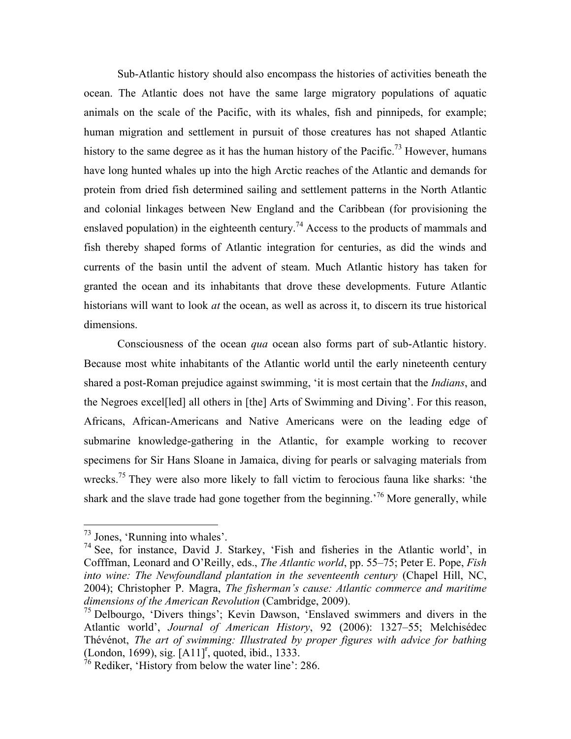Sub-Atlantic history should also encompass the histories of activities beneath the ocean. The Atlantic does not have the same large migratory populations of aquatic animals on the scale of the Pacific, with its whales, fish and pinnipeds, for example; human migration and settlement in pursuit of those creatures has not shaped Atlantic history to the same degree as it has the human history of the Pacific.[73] However, humans have long hunted whales up into the high Arctic reaches of the Atlantic and demands for protein from dried fish determined sailing and settlement patterns in the North Atlantic and colonial linkages between New England and the Caribbean (for provisioning the enslaved population) in the eighteenth century.[74] Access to the products of mammals and fish thereby shaped forms of Atlantic integration for centuries, as did the winds and currents of the basin until the advent of steam. Much Atlantic history has taken for granted the ocean and its inhabitants that drove these developments. Future Atlantic historians will want to look *at* the ocean, as well as across it, to discern its true historical dimensions.

Consciousness of the ocean *qua* ocean also forms part of sub-Atlantic history. Because most white inhabitants of the Atlantic world until the early nineteenth century shared a post-Roman prejudice against swimming, 'it is most certain that the *Indians*, and the Negroes excel[led] all others in [the] Arts of Swimming and Diving'. For this reason, Africans, African-Americans and Native Americans were on the leading edge of submarine knowledge-gathering in the Atlantic, for example working to recover specimens for Sir Hans Sloane in Jamaica, diving for pearls or salvaging materials from wrecks.[75] They were also more likely to fall victim to ferocious fauna like sharks: 'the shark and the slave trade had gone together from the beginning.'[76] More generally, while

[73] Jones, 'Running into whales'.

[74] See, for instance, David J. Starkey, 'Fish and fisheries in the Atlantic world', in Cofffman, Leonard and O'Reilly, eds., *The Atlantic world*, pp. 55–75; Peter E. Pope, *Fish into wine: The Newfoundland plantation in the seventeenth century* (Chapel Hill, NC, 2004); Christopher P. Magra, *The fisherman's cause: Atlantic commerce and maritime dimensions of the American Revolution* (Cambridge, 2009).

[75] Delbourgo, 'Divers things'; Kevin Dawson, 'Enslaved swimmers and divers in the Atlantic world', *Journal of American History*, 92 (2006): 1327–55; Melchisédec Thévénot, *The art of swimming: Illustrated by proper figures with advice for bathing* (London, 1699), sig. [A11][r], quoted, ibid., 1333.

[76] Rediker, 'History from below the water line': 286.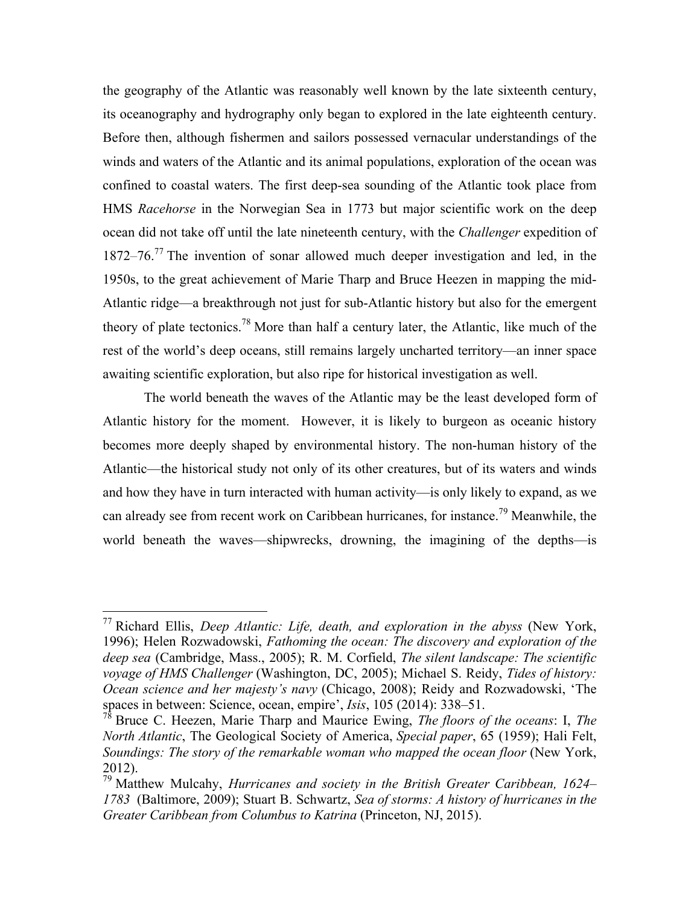the geography of the Atlantic was reasonably well known by the late sixteenth century, its oceanography and hydrography only began to explored in the late eighteenth century. Before then, although fishermen and sailors possessed vernacular understandings of the winds and waters of the Atlantic and its animal populations, exploration of the ocean was confined to coastal waters. The first deep-sea sounding of the Atlantic took place from HMS *Racehorse* in the Norwegian Sea in 1773 but major scientific work on the deep ocean did not take off until the late nineteenth century, with the *Challenger* expedition of 1872–76.[77] The invention of sonar allowed much deeper investigation and led, in the 1950s, to the great achievement of Marie Tharp and Bruce Heezen in mapping the mid-Atlantic ridge—a breakthrough not just for sub-Atlantic history but also for the emergent theory of plate tectonics.[78] More than half a century later, the Atlantic, like much of the rest of the world's deep oceans, still remains largely uncharted territory—an inner space awaiting scientific exploration, but also ripe for historical investigation as well.

The world beneath the waves of the Atlantic may be the least developed form of Atlantic history for the moment. However, it is likely to burgeon as oceanic history becomes more deeply shaped by environmental history. The non-human history of the Atlantic—the historical study not only of its other creatures, but of its waters and winds and how they have in turn interacted with human activity—is only likely to expand, as we can already see from recent work on Caribbean hurricanes, for instance.[79] Meanwhile, the world beneath the waves—shipwrecks, drowning, the imagining of the depths—is

[77] Richard Ellis, *Deep Atlantic: Life, death, and exploration in the abyss* (New York, 1996); Helen Rozwadowski, *Fathoming the ocean: The discovery and exploration of the deep sea* (Cambridge, Mass., 2005); R. M. Corfield, *The silent landscape: The scientific voyage of HMS Challenger* (Washington, DC, 2005); Michael S. Reidy, *Tides of history: Ocean science and her majesty's navy* (Chicago, 2008); Reidy and Rozwadowski, 'The spaces in between: Science, ocean, empire', *Isis*, 105 (2014): 338–51.

[78] Bruce C. Heezen, Marie Tharp and Maurice Ewing, *The floors of the oceans*: I, *The North Atlantic*, The Geological Society of America, *Special paper*, 65 (1959); Hali Felt, *Soundings: The story of the remarkable woman who mapped the ocean floor* (New York, 2012).

[79] Matthew Mulcahy, *Hurricanes and society in the British Greater Caribbean, 1624–1783* (Baltimore, 2009); Stuart B. Schwartz, *Sea of storms: A history of hurricanes in the Greater Caribbean from Columbus to Katrina* (Princeton, NJ, 2015).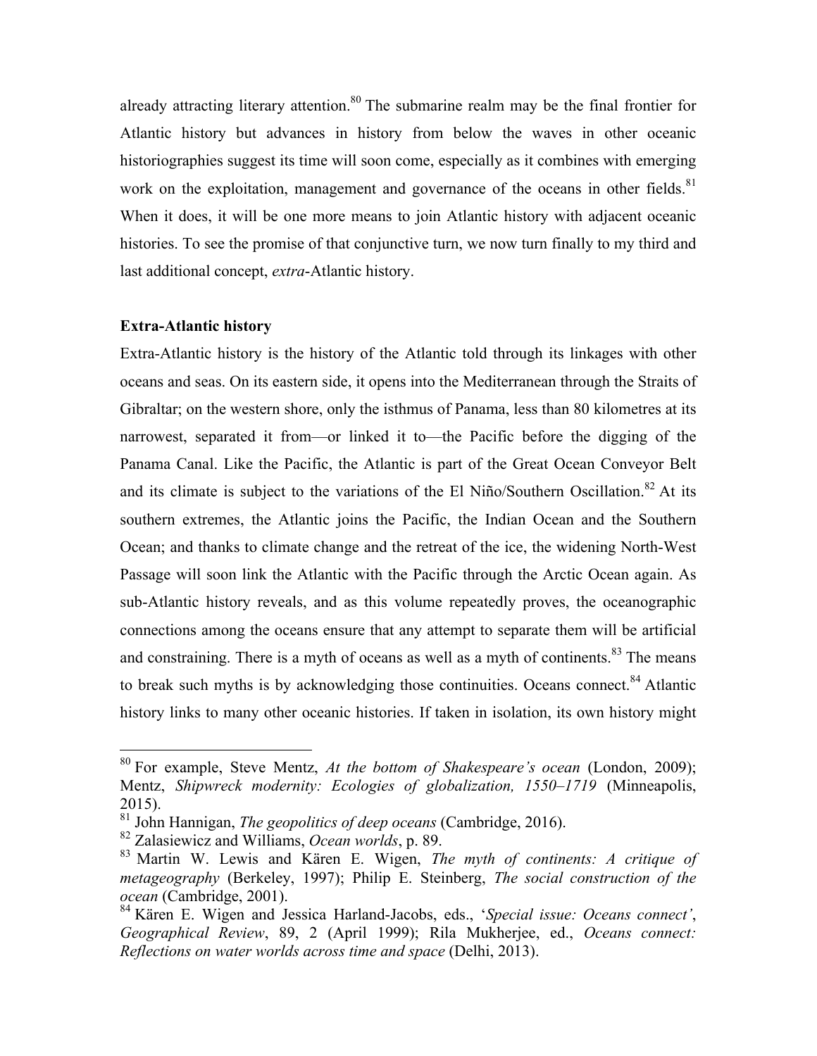already attracting literary attention.[80] The submarine realm may be the final frontier for Atlantic history but advances in history from below the waves in other oceanic historiographies suggest its time will soon come, especially as it combines with emerging work on the exploitation, management and governance of the oceans in other fields.[81] When it does, it will be one more means to join Atlantic history with adjacent oceanic histories. To see the promise of that conjunctive turn, we now turn finally to my third and last additional concept, *extra*-Atlantic history.

**Extra-Atlantic history**

Extra-Atlantic history is the history of the Atlantic told through its linkages with other oceans and seas. On its eastern side, it opens into the Mediterranean through the Straits of Gibraltar; on the western shore, only the isthmus of Panama, less than 80 kilometres at its narrowest, separated it from—or linked it to—the Pacific before the digging of the Panama Canal. Like the Pacific, the Atlantic is part of the Great Ocean Conveyor Belt and its climate is subject to the variations of the El Niño/Southern Oscillation.[82] At its southern extremes, the Atlantic joins the Pacific, the Indian Ocean and the Southern Ocean; and thanks to climate change and the retreat of the ice, the widening North-West Passage will soon link the Atlantic with the Pacific through the Arctic Ocean again. As sub-Atlantic history reveals, and as this volume repeatedly proves, the oceanographic connections among the oceans ensure that any attempt to separate them will be artificial and constraining. There is a myth of oceans as well as a myth of continents.[83] The means to break such myths is by acknowledging those continuities. Oceans connect.[84] Atlantic history links to many other oceanic histories. If taken in isolation, its own history might

---

[80] For example, Steve Mentz, *At the bottom of Shakespeare's ocean* (London, 2009); Mentz, *Shipwreck modernity: Ecologies of globalization, 1550–1719* (Minneapolis, 2015).

[81] John Hannigan, *The geopolitics of deep oceans* (Cambridge, 2016).

[82] Zalasiewicz and Williams, *Ocean worlds*, p. 89.

[83] Martin W. Lewis and Kären E. Wigen, *The myth of continents: A critique of metageography* (Berkeley, 1997); Philip E. Steinberg, *The social construction of the ocean* (Cambridge, 2001).

[84] Kären E. Wigen and Jessica Harland-Jacobs, eds., '*Special issue: Oceans connect'*, *Geographical Review*, 89, 2 (April 1999); Rila Mukherjee, ed., *Oceans connect: Reflections on water worlds across time and space* (Delhi, 2013).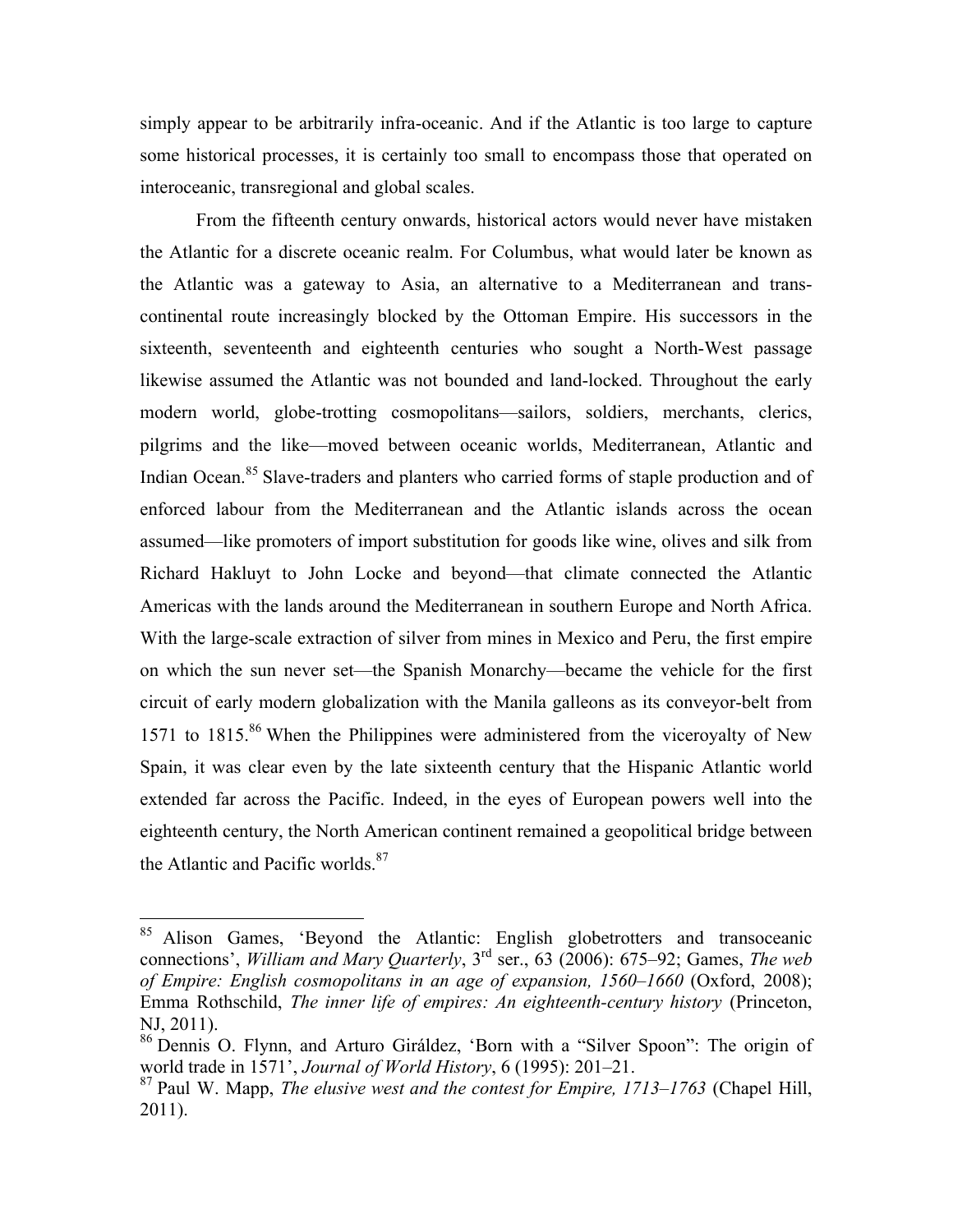simply appear to be arbitrarily infra-oceanic. And if the Atlantic is too large to capture some historical processes, it is certainly too small to encompass those that operated on interoceanic, transregional and global scales.

From the fifteenth century onwards, historical actors would never have mistaken the Atlantic for a discrete oceanic realm. For Columbus, what would later be known as the Atlantic was a gateway to Asia, an alternative to a Mediterranean and trans-continental route increasingly blocked by the Ottoman Empire. His successors in the sixteenth, seventeenth and eighteenth centuries who sought a North-West passage likewise assumed the Atlantic was not bounded and land-locked. Throughout the early modern world, globe-trotting cosmopolitans—sailors, soldiers, merchants, clerics, pilgrims and the like—moved between oceanic worlds, Mediterranean, Atlantic and Indian Ocean.[85] Slave-traders and planters who carried forms of staple production and of enforced labour from the Mediterranean and the Atlantic islands across the ocean assumed—like promoters of import substitution for goods like wine, olives and silk from Richard Hakluyt to John Locke and beyond—that climate connected the Atlantic Americas with the lands around the Mediterranean in southern Europe and North Africa. With the large-scale extraction of silver from mines in Mexico and Peru, the first empire on which the sun never set—the Spanish Monarchy—became the vehicle for the first circuit of early modern globalization with the Manila galleons as its conveyor-belt from 1571 to 1815.[86] When the Philippines were administered from the viceroyalty of New Spain, it was clear even by the late sixteenth century that the Hispanic Atlantic world extended far across the Pacific. Indeed, in the eyes of European powers well into the eighteenth century, the North American continent remained a geopolitical bridge between the Atlantic and Pacific worlds.[87]

---

[85] Alison Games, 'Beyond the Atlantic: English globetrotters and transoceanic connections', *William and Mary Quarterly*, 3rd ser., 63 (2006): 675–92; Games, *The web of Empire: English cosmopolitans in an age of expansion, 1560–1660* (Oxford, 2008); Emma Rothschild, *The inner life of empires: An eighteenth-century history* (Princeton, NJ, 2011).

[86] Dennis O. Flynn, and Arturo Giráldez, 'Born with a "Silver Spoon": The origin of world trade in 1571', *Journal of World History*, 6 (1995): 201–21.

[87] Paul W. Mapp, *The elusive west and the contest for Empire, 1713–1763* (Chapel Hill, 2011).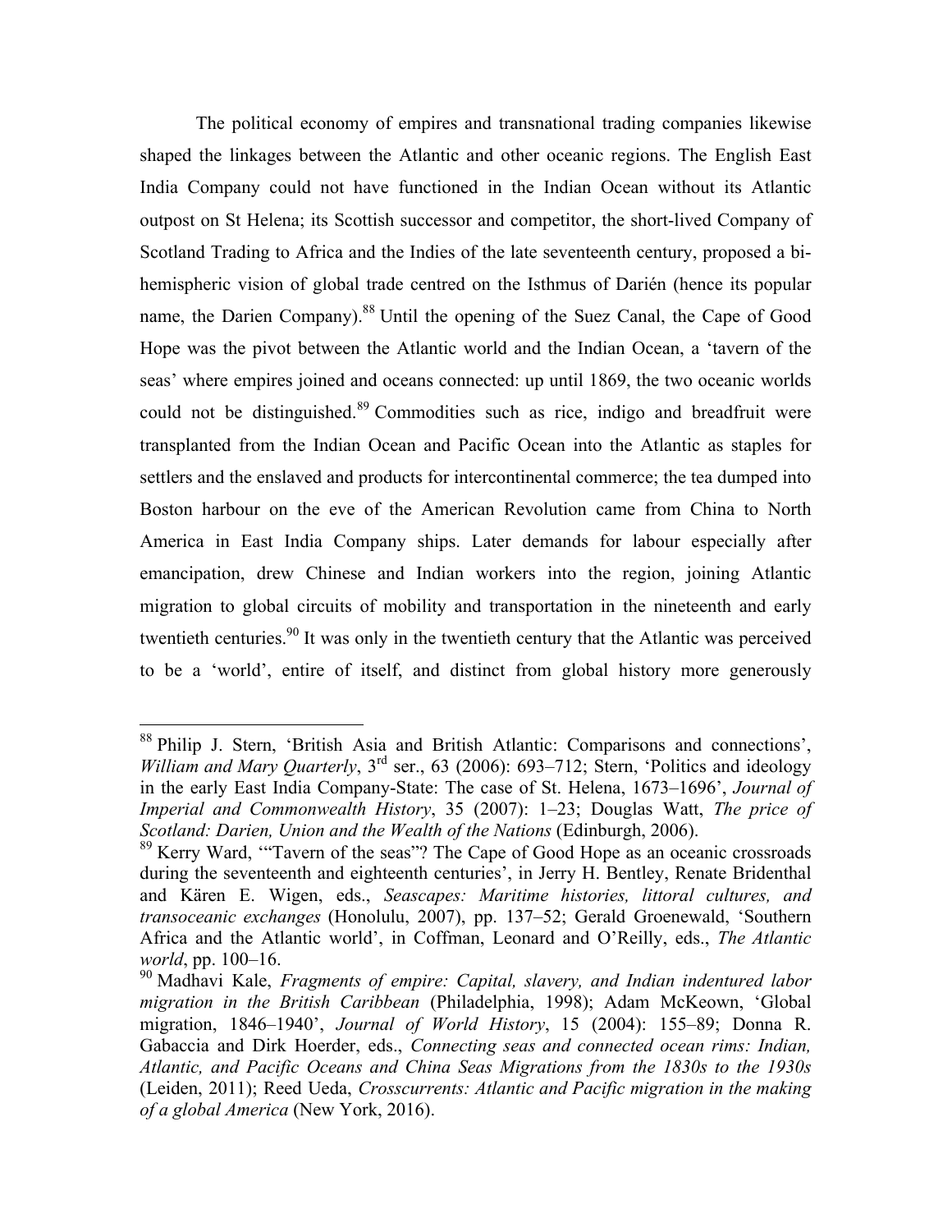The political economy of empires and transnational trading companies likewise shaped the linkages between the Atlantic and other oceanic regions. The English East India Company could not have functioned in the Indian Ocean without its Atlantic outpost on St Helena; its Scottish successor and competitor, the short-lived Company of Scotland Trading to Africa and the Indies of the late seventeenth century, proposed a bi-hemispheric vision of global trade centred on the Isthmus of Darién (hence its popular name, the Darien Company).[88] Until the opening of the Suez Canal, the Cape of Good Hope was the pivot between the Atlantic world and the Indian Ocean, a 'tavern of the seas' where empires joined and oceans connected: up until 1869, the two oceanic worlds could not be distinguished.[89] Commodities such as rice, indigo and breadfruit were transplanted from the Indian Ocean and Pacific Ocean into the Atlantic as staples for settlers and the enslaved and products for intercontinental commerce; the tea dumped into Boston harbour on the eve of the American Revolution came from China to North America in East India Company ships. Later demands for labour especially after emancipation, drew Chinese and Indian workers into the region, joining Atlantic migration to global circuits of mobility and transportation in the nineteenth and early twentieth centuries.[90] It was only in the twentieth century that the Atlantic was perceived to be a 'world', entire of itself, and distinct from global history more generously

---

[88] Philip J. Stern, 'British Asia and British Atlantic: Comparisons and connections', *William and Mary Quarterly*, 3rd ser., 63 (2006): 693–712; Stern, 'Politics and ideology in the early East India Company-State: The case of St. Helena, 1673–1696', *Journal of Imperial and Commonwealth History*, 35 (2007): 1–23; Douglas Watt, *The price of Scotland: Darien, Union and the Wealth of the Nations* (Edinburgh, 2006).

[89] Kerry Ward, '"Tavern of the seas"? The Cape of Good Hope as an oceanic crossroads during the seventeenth and eighteenth centuries', in Jerry H. Bentley, Renate Bridenthal and Kären E. Wigen, eds., *Seascapes: Maritime histories, littoral cultures, and transoceanic exchanges* (Honolulu, 2007), pp. 137–52; Gerald Groenewald, 'Southern Africa and the Atlantic world', in Coffman, Leonard and O'Reilly, eds., *The Atlantic world*, pp. 100–16.

[90] Madhavi Kale, *Fragments of empire: Capital, slavery, and Indian indentured labor migration in the British Caribbean* (Philadelphia, 1998); Adam McKeown, 'Global migration, 1846–1940', *Journal of World History*, 15 (2004): 155–89; Donna R. Gabaccia and Dirk Hoerder, eds., *Connecting seas and connected ocean rims: Indian, Atlantic, and Pacific Oceans and China Seas Migrations from the 1830s to the 1930s* (Leiden, 2011); Reed Ueda, *Crosscurrents: Atlantic and Pacific migration in the making of a global America* (New York, 2016).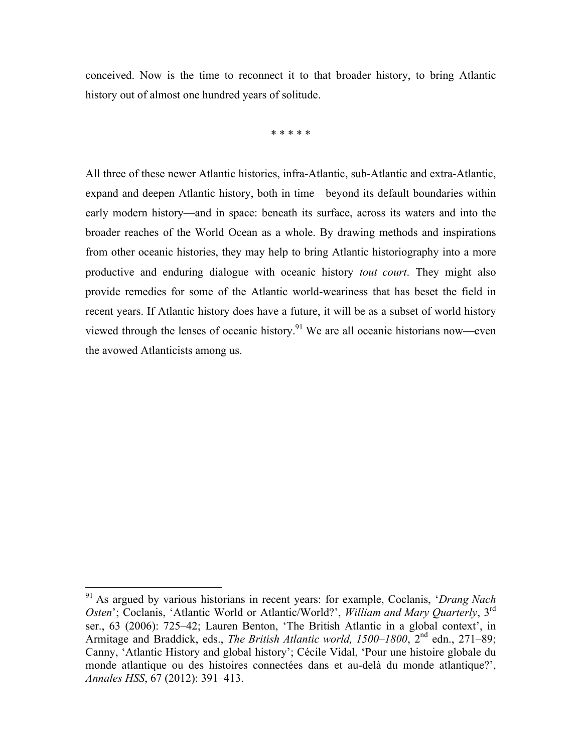conceived. Now is the time to reconnect it to that broader history, to bring Atlantic history out of almost one hundred years of solitude.

\* \* \* \* \*

All three of these newer Atlantic histories, infra-Atlantic, sub-Atlantic and extra-Atlantic, expand and deepen Atlantic history, both in time—beyond its default boundaries within early modern history—and in space: beneath its surface, across its waters and into the broader reaches of the World Ocean as a whole. By drawing methods and inspirations from other oceanic histories, they may help to bring Atlantic historiography into a more productive and enduring dialogue with oceanic history *tout court*. They might also provide remedies for some of the Atlantic world-weariness that has beset the field in recent years. If Atlantic history does have a future, it will be as a subset of world history viewed through the lenses of oceanic history.[91] We are all oceanic historians now—even the avowed Atlanticists among us.

---

[91] As argued by various historians in recent years: for example, Coclanis, '*Drang Nach Osten*'; Coclanis, 'Atlantic World or Atlantic/World?', *William and Mary Quarterly*, 3rd ser., 63 (2006): 725–42; Lauren Benton, 'The British Atlantic in a global context', in Armitage and Braddick, eds., *The British Atlantic world, 1500–1800*, 2nd edn., 271–89; Canny, 'Atlantic History and global history'; Cécile Vidal, 'Pour une histoire globale du monde atlantique ou des histoires connectées dans et au-delà du monde atlantique?', *Annales HSS*, 67 (2012): 391–413.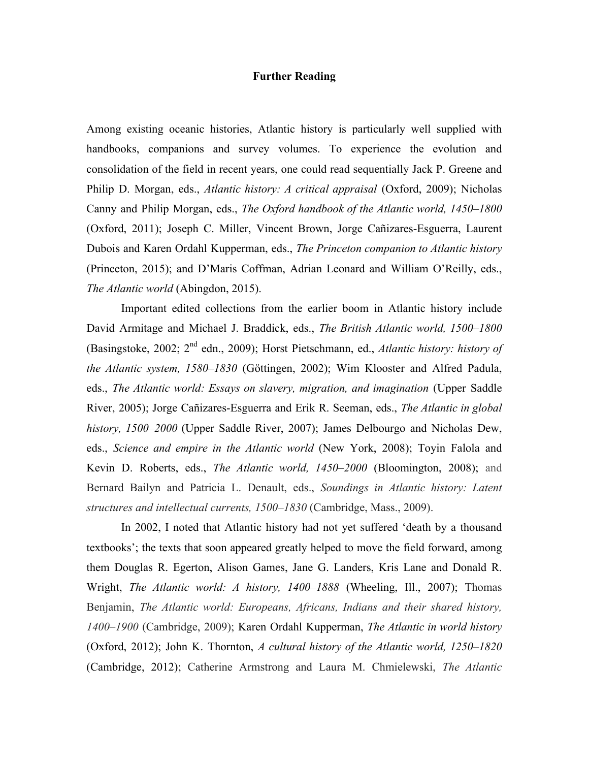## Further Reading

Among existing oceanic histories, Atlantic history is particularly well supplied with handbooks, companions and survey volumes. To experience the evolution and consolidation of the field in recent years, one could read sequentially Jack P. Greene and Philip D. Morgan, eds., *Atlantic history: A critical appraisal* (Oxford, 2009); Nicholas Canny and Philip Morgan, eds., *The Oxford handbook of the Atlantic world, 1450–1800* (Oxford, 2011); Joseph C. Miller, Vincent Brown, Jorge Cañizares-Esguerra, Laurent Dubois and Karen Ordahl Kupperman, eds., *The Princeton companion to Atlantic history* (Princeton, 2015); and D'Maris Coffman, Adrian Leonard and William O'Reilly, eds., *The Atlantic world* (Abingdon, 2015).

Important edited collections from the earlier boom in Atlantic history include David Armitage and Michael J. Braddick, eds., *The British Atlantic world, 1500–1800* (Basingstoke, 2002; 2nd edn., 2009); Horst Pietschmann, ed., *Atlantic history: history of the Atlantic system, 1580–1830* (Göttingen, 2002); Wim Klooster and Alfred Padula, eds., *The Atlantic world: Essays on slavery, migration, and imagination* (Upper Saddle River, 2005); Jorge Cañizares-Esguerra and Erik R. Seeman, eds., *The Atlantic in global history, 1500–2000* (Upper Saddle River, 2007); James Delbourgo and Nicholas Dew, eds., *Science and empire in the Atlantic world* (New York, 2008); Toyin Falola and Kevin D. Roberts, eds., *The Atlantic world, 1450–2000* (Bloomington, 2008); and Bernard Bailyn and Patricia L. Denault, eds., *Soundings in Atlantic history: Latent structures and intellectual currents, 1500–1830* (Cambridge, Mass., 2009).

In 2002, I noted that Atlantic history had not yet suffered 'death by a thousand textbooks'; the texts that soon appeared greatly helped to move the field forward, among them Douglas R. Egerton, Alison Games, Jane G. Landers, Kris Lane and Donald R. Wright, *The Atlantic world: A history, 1400–1888* (Wheeling, Ill., 2007); Thomas Benjamin, *The Atlantic world: Europeans, Africans, Indians and their shared history, 1400–1900* (Cambridge, 2009); Karen Ordahl Kupperman, *The Atlantic in world history* (Oxford, 2012); John K. Thornton, *A cultural history of the Atlantic world, 1250–1820* (Cambridge, 2012); Catherine Armstrong and Laura M. Chmielewski, *The Atlantic*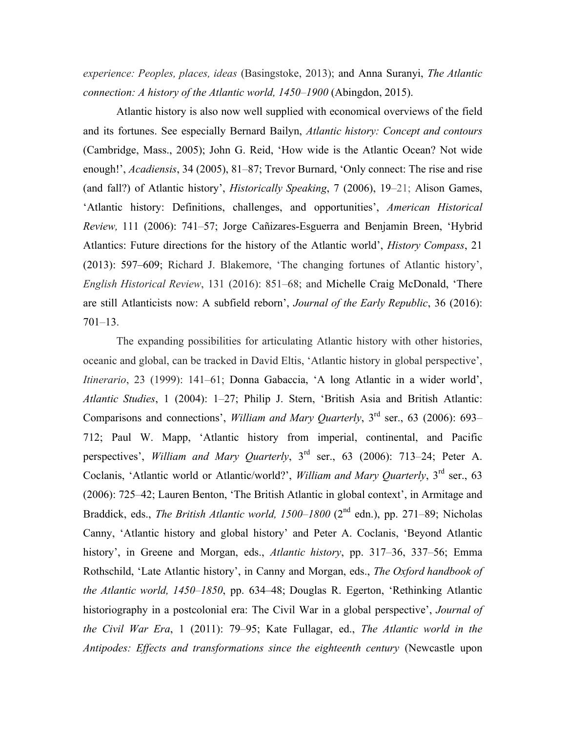*experience: Peoples, places, ideas* (Basingstoke, 2013); and Anna Suranyi, *The Atlantic connection: A history of the Atlantic world, 1450–1900* (Abingdon, 2015).

Atlantic history is also now well supplied with economical overviews of the field and its fortunes. See especially Bernard Bailyn, *Atlantic history: Concept and contours* (Cambridge, Mass., 2005); John G. Reid, 'How wide is the Atlantic Ocean? Not wide enough!', *Acadiensis*, 34 (2005), 81–87; Trevor Burnard, 'Only connect: The rise and rise (and fall?) of Atlantic history', *Historically Speaking*, 7 (2006), 19–21; Alison Games, 'Atlantic history: Definitions, challenges, and opportunities', *American Historical Review,* 111 (2006): 741–57; Jorge Cañizares-Esguerra and Benjamin Breen, 'Hybrid Atlantics: Future directions for the history of the Atlantic world', *History Compass*, 21 (2013): 597–609; Richard J. Blakemore, 'The changing fortunes of Atlantic history', *English Historical Review*, 131 (2016): 851–68; and Michelle Craig McDonald, 'There are still Atlanticists now: A subfield reborn', *Journal of the Early Republic*, 36 (2016): 701–13.

The expanding possibilities for articulating Atlantic history with other histories, oceanic and global, can be tracked in David Eltis, 'Atlantic history in global perspective', *Itinerario*, 23 (1999): 141–61; Donna Gabaccia, 'A long Atlantic in a wider world', *Atlantic Studies*, 1 (2004): 1–27; Philip J. Stern, 'British Asia and British Atlantic: Comparisons and connections', *William and Mary Quarterly*, 3rd ser., 63 (2006): 693–712; Paul W. Mapp, 'Atlantic history from imperial, continental, and Pacific perspectives', *William and Mary Quarterly*, 3rd ser., 63 (2006): 713–24; Peter A. Coclanis, 'Atlantic world or Atlantic/world?', *William and Mary Quarterly*, 3rd ser., 63 (2006): 725–42; Lauren Benton, 'The British Atlantic in global context', in Armitage and Braddick, eds., *The British Atlantic world, 1500–1800* (2nd edn.), pp. 271–89; Nicholas Canny, 'Atlantic history and global history' and Peter A. Coclanis, 'Beyond Atlantic history', in Greene and Morgan, eds., *Atlantic history*, pp. 317–36, 337–56; Emma Rothschild, 'Late Atlantic history', in Canny and Morgan, eds., *The Oxford handbook of the Atlantic world, 1450–1850*, pp. 634–48; Douglas R. Egerton, 'Rethinking Atlantic historiography in a postcolonial era: The Civil War in a global perspective', *Journal of the Civil War Era*, 1 (2011): 79–95; Kate Fullagar, ed., *The Atlantic world in the Antipodes: Effects and transformations since the eighteenth century* (Newcastle upon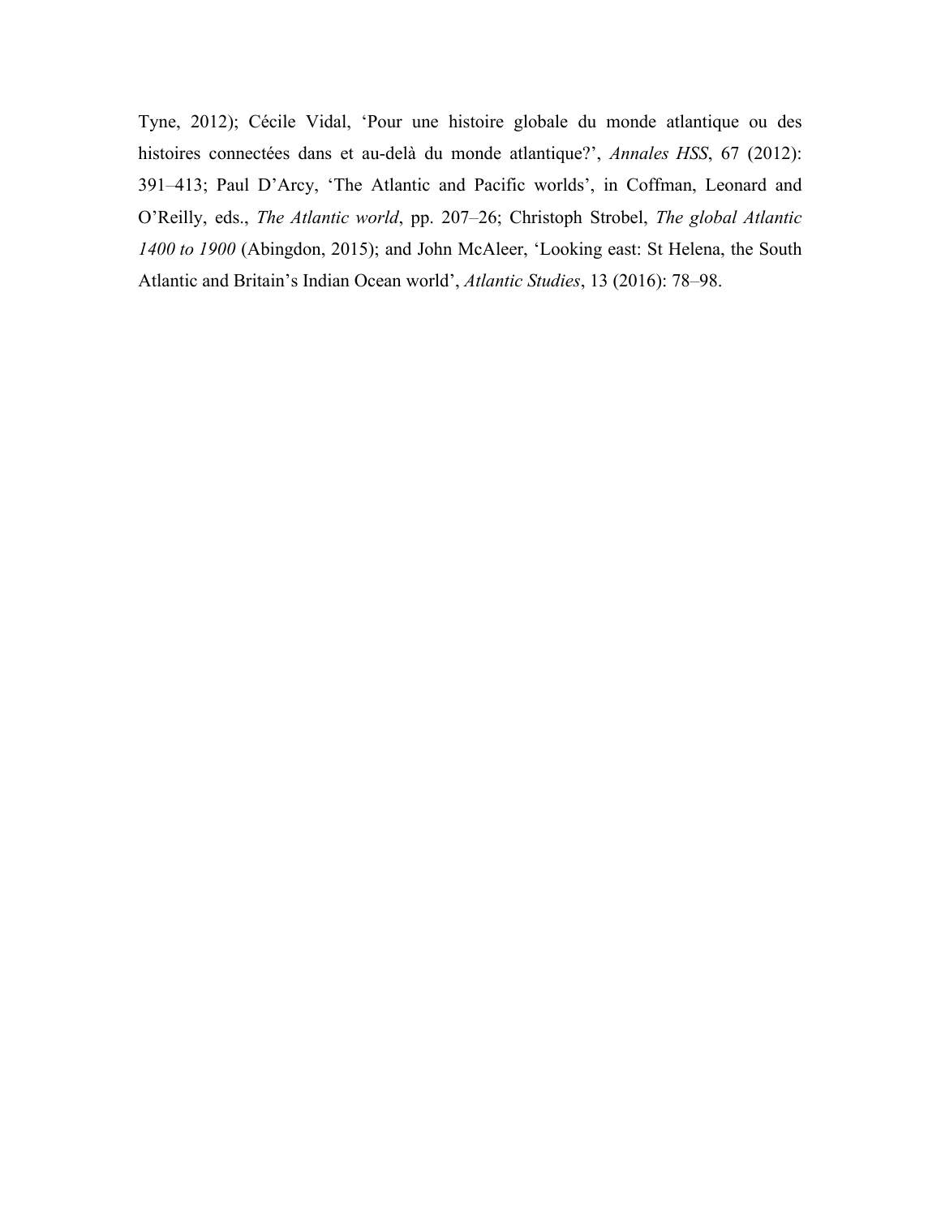Tyne, 2012); Cécile Vidal, 'Pour une histoire globale du monde atlantique ou des histoires connectées dans et au-delà du monde atlantique?', *Annales HSS*, 67 (2012): 391–413; Paul D'Arcy, 'The Atlantic and Pacific worlds', in Coffman, Leonard and O'Reilly, eds., *The Atlantic world*, pp. 207–26; Christoph Strobel, *The global Atlantic 1400 to 1900* (Abingdon, 2015); and John McAleer, 'Looking east: St Helena, the South Atlantic and Britain's Indian Ocean world', *Atlantic Studies*, 13 (2016): 78–98.